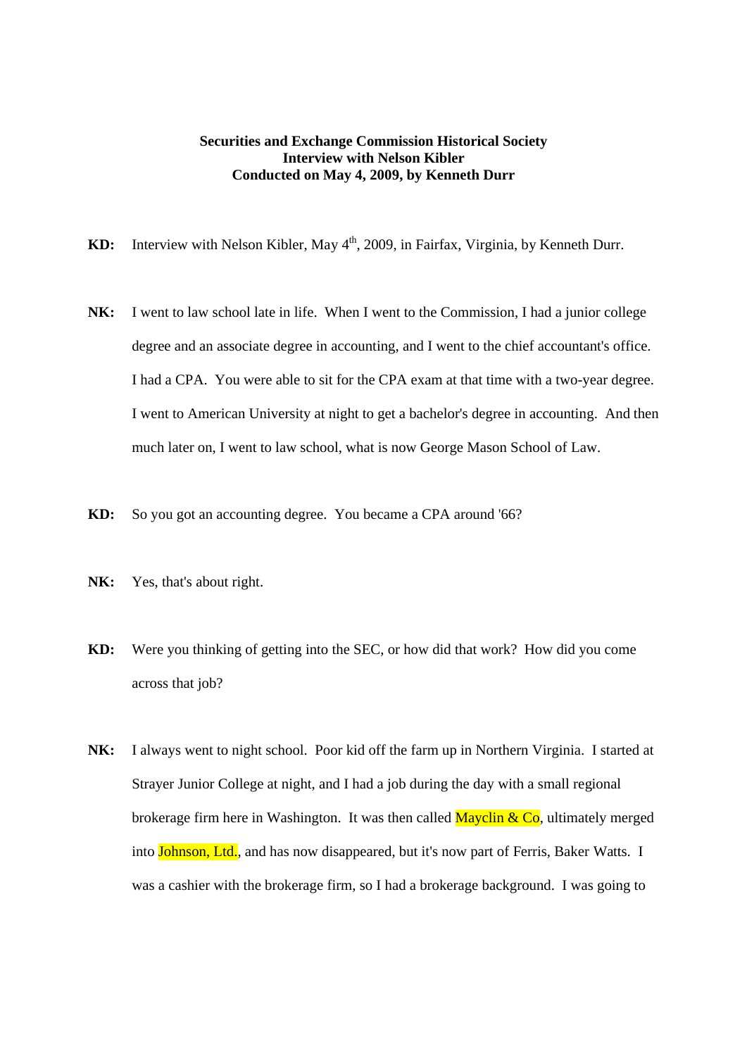**Securities and Exchange Commission Historical Society**
**Interview with Nelson Kibler**
**Conducted on May 4, 2009, by Kenneth Durr**

**KD:** Interview with Nelson Kibler, May 4th, 2009, in Fairfax, Virginia, by Kenneth Durr.

**NK:** I went to law school late in life. When I went to the Commission, I had a junior college degree and an associate degree in accounting, and I went to the chief accountant's office. I had a CPA. You were able to sit for the CPA exam at that time with a two-year degree. I went to American University at night to get a bachelor's degree in accounting. And then much later on, I went to law school, what is now George Mason School of Law.

**KD:** So you got an accounting degree. You became a CPA around '66?

**NK:** Yes, that's about right.

**KD:** Were you thinking of getting into the SEC, or how did that work? How did you come across that job?

**NK:** I always went to night school. Poor kid off the farm up in Northern Virginia. I started at Strayer Junior College at night, and I had a job during the day with a small regional brokerage firm here in Washington. It was then called Mayclin & Co, ultimately merged into Johnson, Ltd., and has now disappeared, but it's now part of Ferris, Baker Watts. I was a cashier with the brokerage firm, so I had a brokerage background. I was going to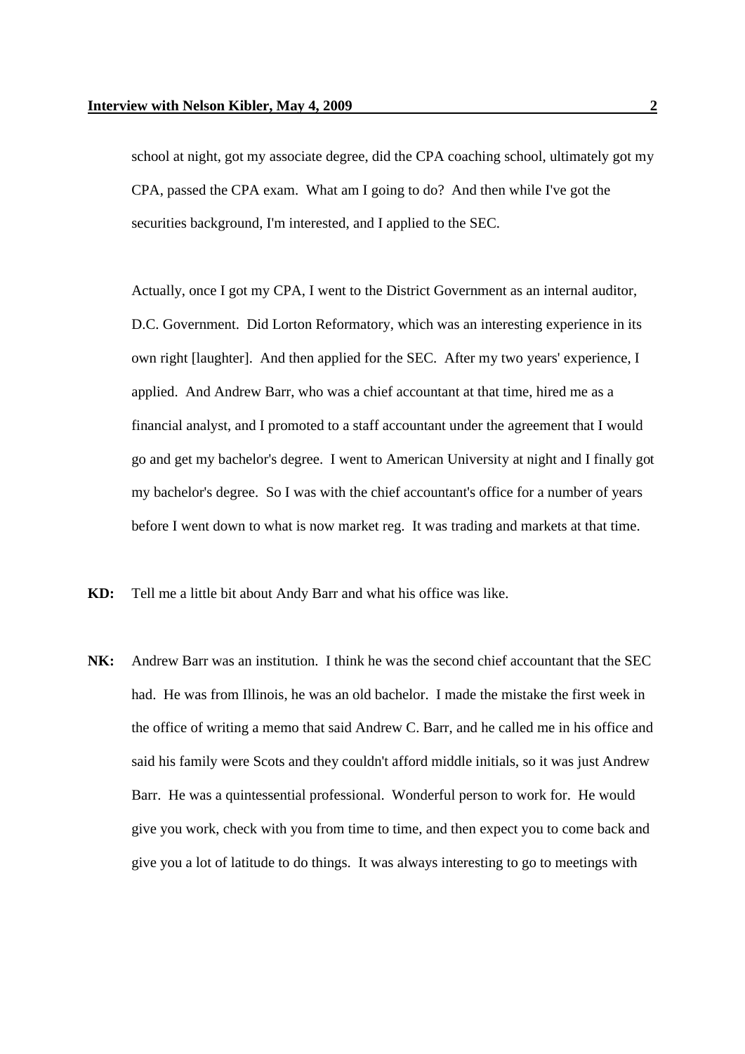school at night, got my associate degree, did the CPA coaching school, ultimately got my CPA, passed the CPA exam. What am I going to do? And then while I've got the securities background, I'm interested, and I applied to the SEC.

Actually, once I got my CPA, I went to the District Government as an internal auditor, D.C. Government. Did Lorton Reformatory, which was an interesting experience in its own right [laughter]. And then applied for the SEC. After my two years' experience, I applied. And Andrew Barr, who was a chief accountant at that time, hired me as a financial analyst, and I promoted to a staff accountant under the agreement that I would go and get my bachelor's degree. I went to American University at night and I finally got my bachelor's degree. So I was with the chief accountant's office for a number of years before I went down to what is now market reg. It was trading and markets at that time.

**KD:** Tell me a little bit about Andy Barr and what his office was like.

**NK:** Andrew Barr was an institution. I think he was the second chief accountant that the SEC had. He was from Illinois, he was an old bachelor. I made the mistake the first week in the office of writing a memo that said Andrew C. Barr, and he called me in his office and said his family were Scots and they couldn't afford middle initials, so it was just Andrew Barr. He was a quintessential professional. Wonderful person to work for. He would give you work, check with you from time to time, and then expect you to come back and give you a lot of latitude to do things. It was always interesting to go to meetings with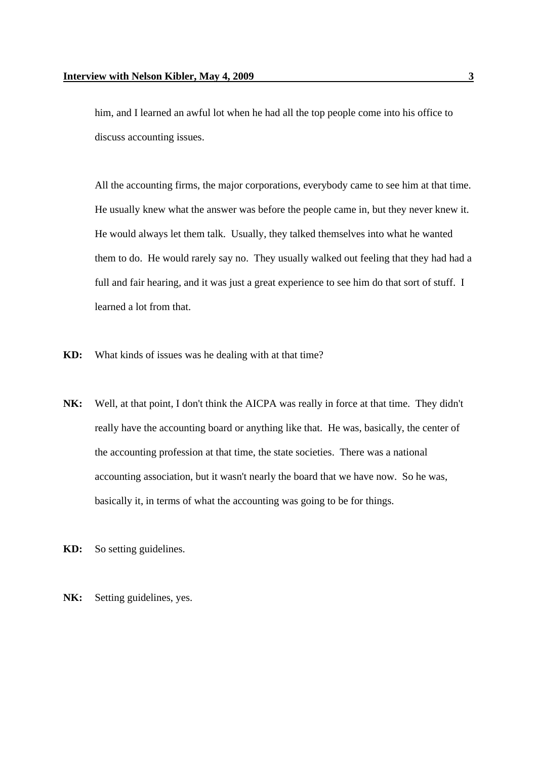him, and I learned an awful lot when he had all the top people come into his office to discuss accounting issues.

All the accounting firms, the major corporations, everybody came to see him at that time. He usually knew what the answer was before the people came in, but they never knew it. He would always let them talk. Usually, they talked themselves into what he wanted them to do. He would rarely say no. They usually walked out feeling that they had had a full and fair hearing, and it was just a great experience to see him do that sort of stuff. I learned a lot from that.

**KD:** What kinds of issues was he dealing with at that time?

**NK:** Well, at that point, I don't think the AICPA was really in force at that time. They didn't really have the accounting board or anything like that. He was, basically, the center of the accounting profession at that time, the state societies. There was a national accounting association, but it wasn't nearly the board that we have now. So he was, basically it, in terms of what the accounting was going to be for things.

**KD:** So setting guidelines.

**NK:** Setting guidelines, yes.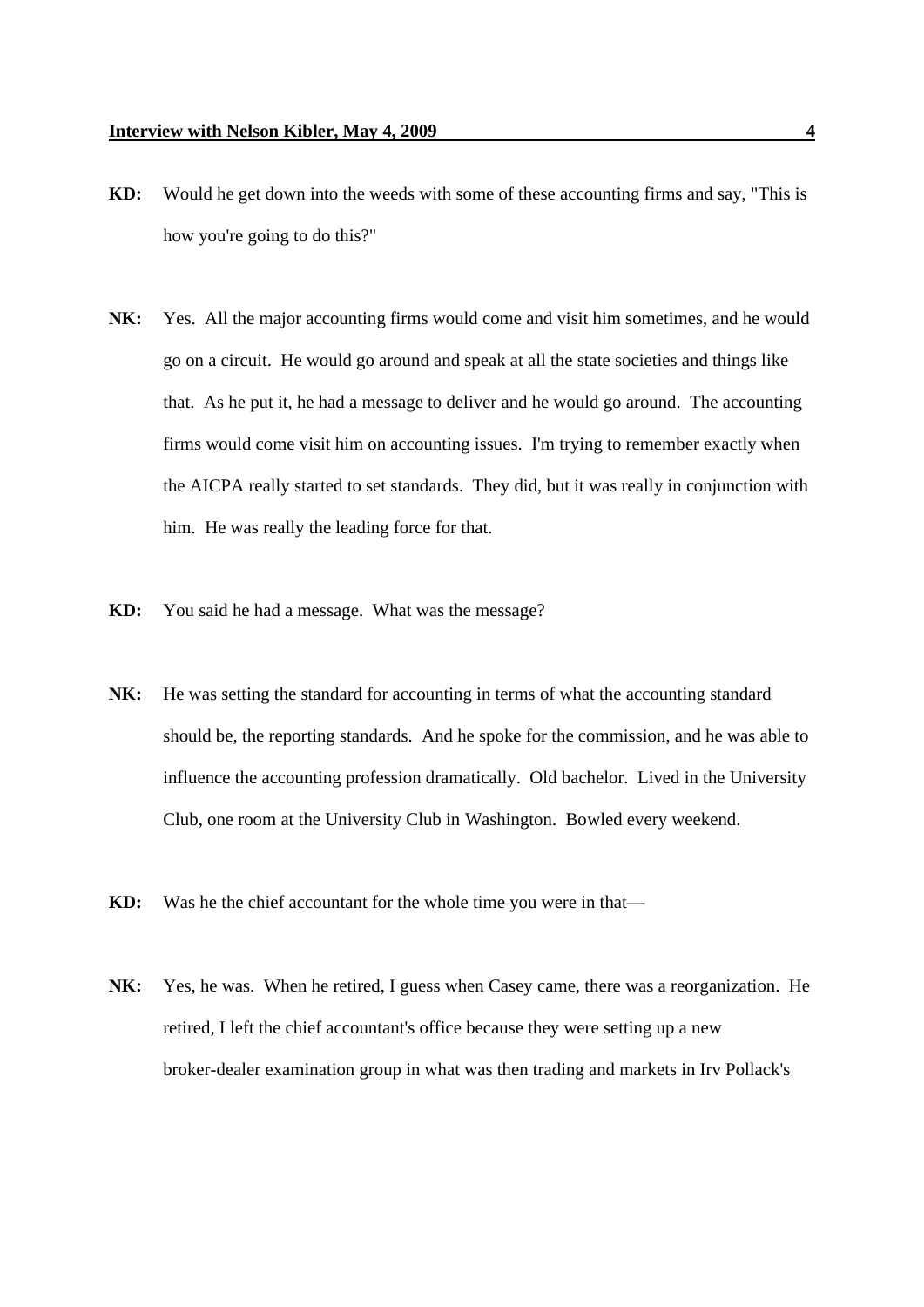**KD:** Would he get down into the weeds with some of these accounting firms and say, "This is how you're going to do this?"

**NK:** Yes. All the major accounting firms would come and visit him sometimes, and he would go on a circuit. He would go around and speak at all the state societies and things like that. As he put it, he had a message to deliver and he would go around. The accounting firms would come visit him on accounting issues. I'm trying to remember exactly when the AICPA really started to set standards. They did, but it was really in conjunction with him. He was really the leading force for that.

**KD:** You said he had a message. What was the message?

**NK:** He was setting the standard for accounting in terms of what the accounting standard should be, the reporting standards. And he spoke for the commission, and he was able to influence the accounting profession dramatically. Old bachelor. Lived in the University Club, one room at the University Club in Washington. Bowled every weekend.

**KD:** Was he the chief accountant for the whole time you were in that—

**NK:** Yes, he was. When he retired, I guess when Casey came, there was a reorganization. He retired, I left the chief accountant's office because they were setting up a new broker-dealer examination group in what was then trading and markets in Irv Pollack's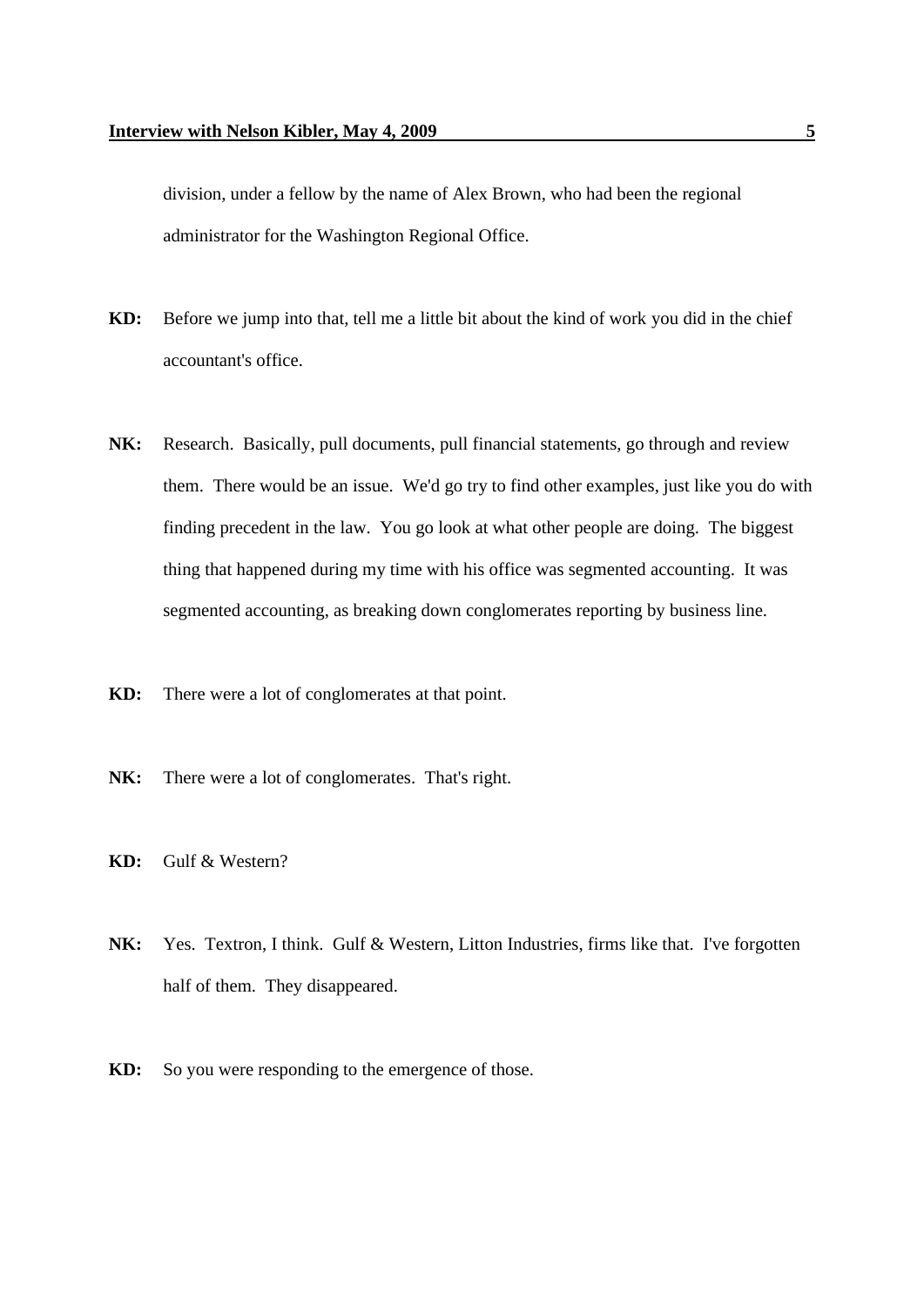division, under a fellow by the name of Alex Brown, who had been the regional administrator for the Washington Regional Office.

**KD:** Before we jump into that, tell me a little bit about the kind of work you did in the chief accountant's office.

**NK:** Research. Basically, pull documents, pull financial statements, go through and review them. There would be an issue. We'd go try to find other examples, just like you do with finding precedent in the law. You go look at what other people are doing. The biggest thing that happened during my time with his office was segmented accounting. It was segmented accounting, as breaking down conglomerates reporting by business line.

**KD:** There were a lot of conglomerates at that point.

**NK:** There were a lot of conglomerates. That's right.

**KD:** Gulf & Western?

**NK:** Yes. Textron, I think. Gulf & Western, Litton Industries, firms like that. I've forgotten half of them. They disappeared.

**KD:** So you were responding to the emergence of those.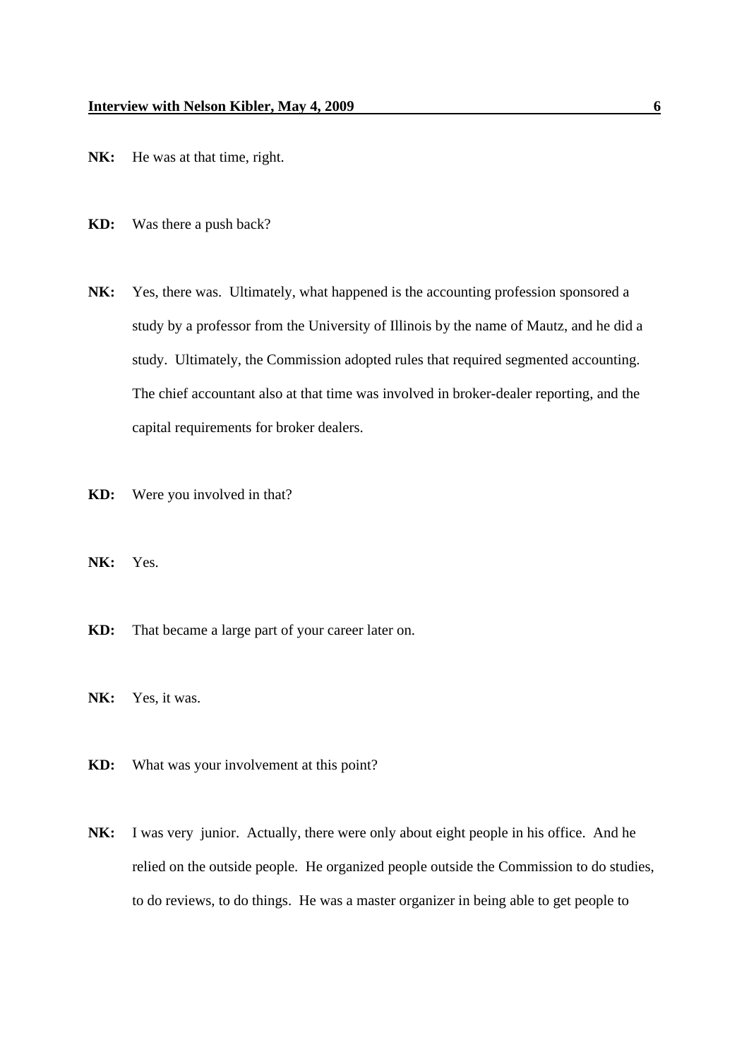**NK:** He was at that time, right.

**KD:** Was there a push back?

**NK:** Yes, there was. Ultimately, what happened is the accounting profession sponsored a study by a professor from the University of Illinois by the name of Mautz, and he did a study. Ultimately, the Commission adopted rules that required segmented accounting. The chief accountant also at that time was involved in broker-dealer reporting, and the capital requirements for broker dealers.

**KD:** Were you involved in that?

**NK:** Yes.

**KD:** That became a large part of your career later on.

**NK:** Yes, it was.

**KD:** What was your involvement at this point?

**NK:** I was very junior. Actually, there were only about eight people in his office. And he relied on the outside people. He organized people outside the Commission to do studies, to do reviews, to do things. He was a master organizer in being able to get people to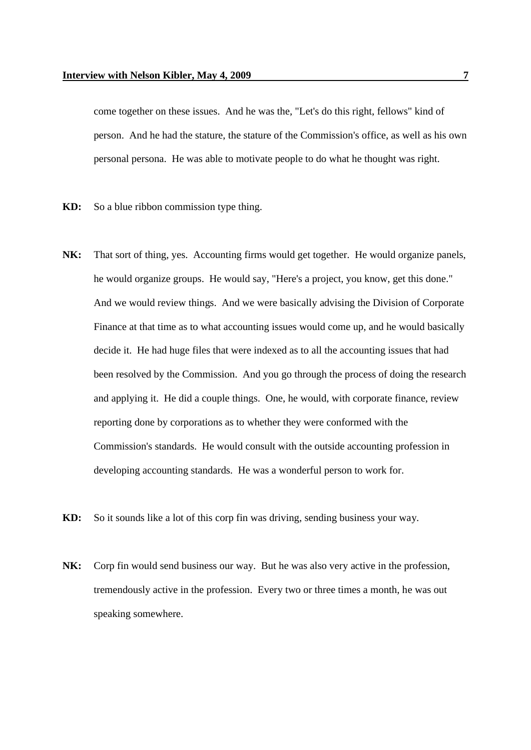come together on these issues. And he was the, "Let's do this right, fellows" kind of person. And he had the stature, the stature of the Commission's office, as well as his own personal persona. He was able to motivate people to do what he thought was right.

**KD:** So a blue ribbon commission type thing.

**NK:** That sort of thing, yes. Accounting firms would get together. He would organize panels, he would organize groups. He would say, "Here's a project, you know, get this done." And we would review things. And we were basically advising the Division of Corporate Finance at that time as to what accounting issues would come up, and he would basically decide it. He had huge files that were indexed as to all the accounting issues that had been resolved by the Commission. And you go through the process of doing the research and applying it. He did a couple things. One, he would, with corporate finance, review reporting done by corporations as to whether they were conformed with the Commission's standards. He would consult with the outside accounting profession in developing accounting standards. He was a wonderful person to work for.

**KD:** So it sounds like a lot of this corp fin was driving, sending business your way.

**NK:** Corp fin would send business our way. But he was also very active in the profession, tremendously active in the profession. Every two or three times a month, he was out speaking somewhere.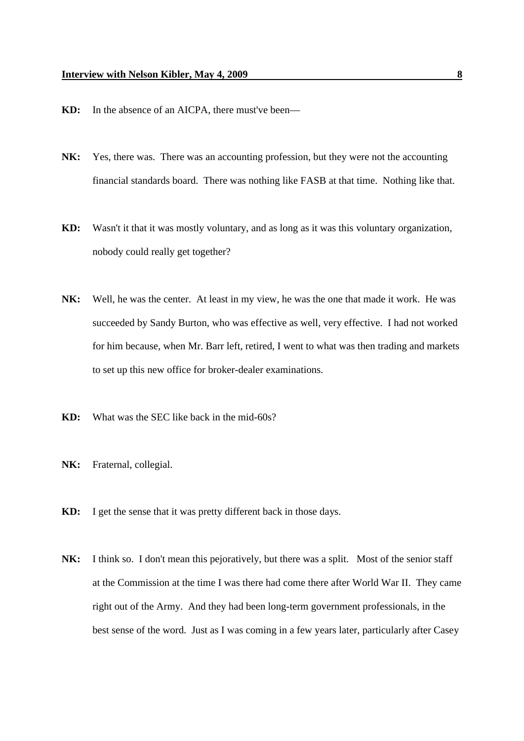**KD:** In the absence of an AICPA, there must've been—

**NK:** Yes, there was. There was an accounting profession, but they were not the accounting financial standards board. There was nothing like FASB at that time. Nothing like that.

**KD:** Wasn't it that it was mostly voluntary, and as long as it was this voluntary organization, nobody could really get together?

**NK:** Well, he was the center. At least in my view, he was the one that made it work. He was succeeded by Sandy Burton, who was effective as well, very effective. I had not worked for him because, when Mr. Barr left, retired, I went to what was then trading and markets to set up this new office for broker-dealer examinations.

**KD:** What was the SEC like back in the mid-60s?

**NK:** Fraternal, collegial.

**KD:** I get the sense that it was pretty different back in those days.

**NK:** I think so. I don't mean this pejoratively, but there was a split. Most of the senior staff at the Commission at the time I was there had come there after World War II. They came right out of the Army. And they had been long-term government professionals, in the best sense of the word. Just as I was coming in a few years later, particularly after Casey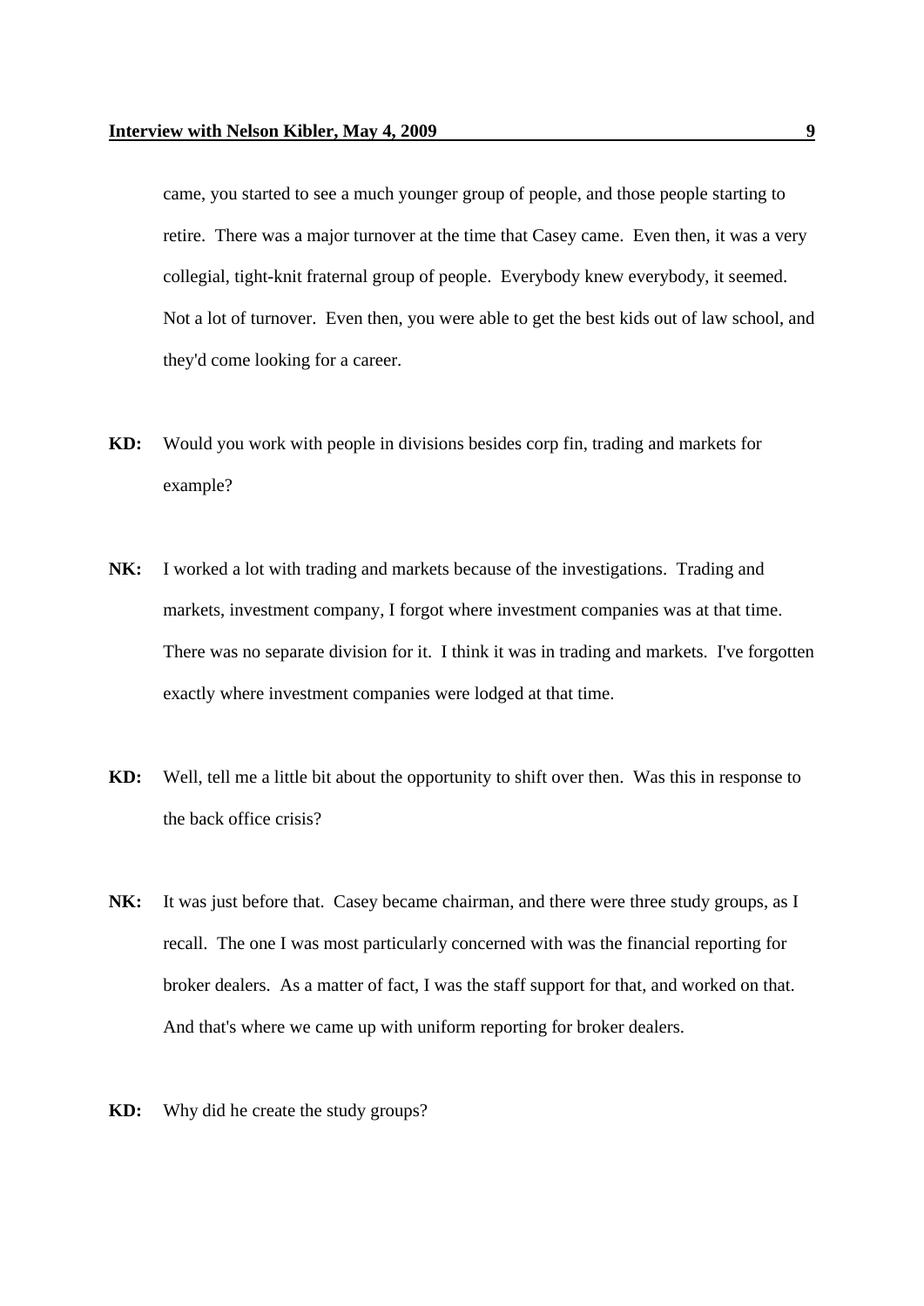came, you started to see a much younger group of people, and those people starting to retire. There was a major turnover at the time that Casey came. Even then, it was a very collegial, tight-knit fraternal group of people. Everybody knew everybody, it seemed. Not a lot of turnover. Even then, you were able to get the best kids out of law school, and they'd come looking for a career.

**KD:** Would you work with people in divisions besides corp fin, trading and markets for example?

**NK:** I worked a lot with trading and markets because of the investigations. Trading and markets, investment company, I forgot where investment companies was at that time. There was no separate division for it. I think it was in trading and markets. I've forgotten exactly where investment companies were lodged at that time.

**KD:** Well, tell me a little bit about the opportunity to shift over then. Was this in response to the back office crisis?

**NK:** It was just before that. Casey became chairman, and there were three study groups, as I recall. The one I was most particularly concerned with was the financial reporting for broker dealers. As a matter of fact, I was the staff support for that, and worked on that. And that's where we came up with uniform reporting for broker dealers.

**KD:** Why did he create the study groups?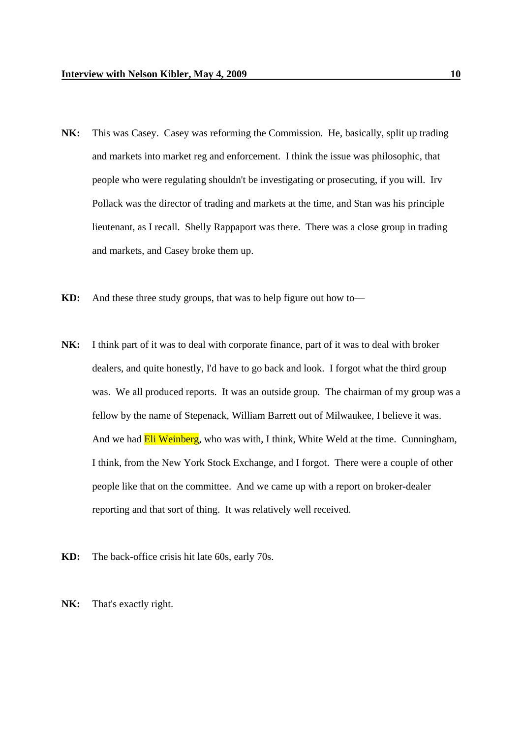**NK:** This was Casey. Casey was reforming the Commission. He, basically, split up trading and markets into market reg and enforcement. I think the issue was philosophic, that people who were regulating shouldn't be investigating or prosecuting, if you will. Irv Pollack was the director of trading and markets at the time, and Stan was his principle lieutenant, as I recall. Shelly Rappaport was there. There was a close group in trading and markets, and Casey broke them up.

**KD:** And these three study groups, that was to help figure out how to—

**NK:** I think part of it was to deal with corporate finance, part of it was to deal with broker dealers, and quite honestly, I'd have to go back and look. I forgot what the third group was. We all produced reports. It was an outside group. The chairman of my group was a fellow by the name of Stepenack, William Barrett out of Milwaukee, I believe it was. And we had Eli Weinberg, who was with, I think, White Weld at the time. Cunningham, I think, from the New York Stock Exchange, and I forgot. There were a couple of other people like that on the committee. And we came up with a report on broker-dealer reporting and that sort of thing. It was relatively well received.

**KD:** The back-office crisis hit late 60s, early 70s.

**NK:** That's exactly right.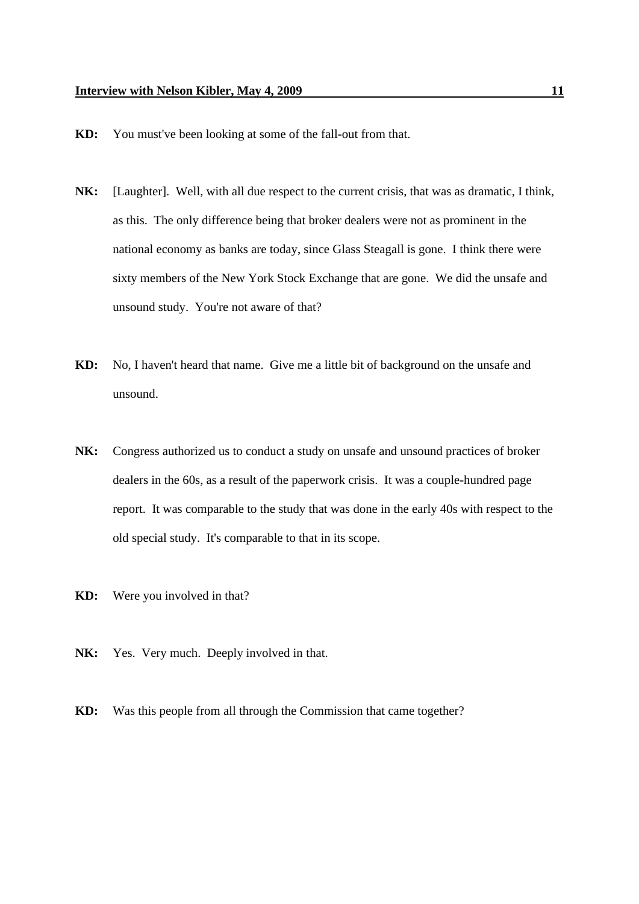**KD:** You must've been looking at some of the fall-out from that.

**NK:** [Laughter]. Well, with all due respect to the current crisis, that was as dramatic, I think, as this. The only difference being that broker dealers were not as prominent in the national economy as banks are today, since Glass Steagall is gone. I think there were sixty members of the New York Stock Exchange that are gone. We did the unsafe and unsound study. You're not aware of that?

**KD:** No, I haven't heard that name. Give me a little bit of background on the unsafe and unsound.

**NK:** Congress authorized us to conduct a study on unsafe and unsound practices of broker dealers in the 60s, as a result of the paperwork crisis. It was a couple-hundred page report. It was comparable to the study that was done in the early 40s with respect to the old special study. It's comparable to that in its scope.

**KD:** Were you involved in that?

**NK:** Yes. Very much. Deeply involved in that.

**KD:** Was this people from all through the Commission that came together?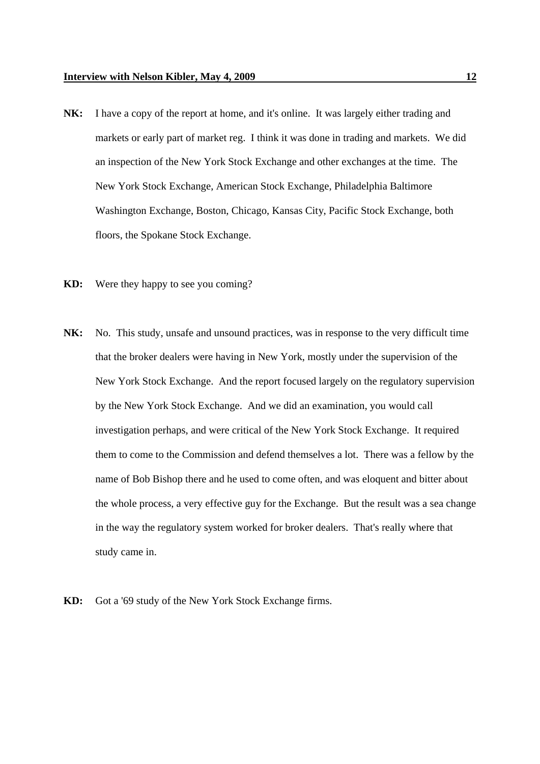**NK:** I have a copy of the report at home, and it's online. It was largely either trading and markets or early part of market reg. I think it was done in trading and markets. We did an inspection of the New York Stock Exchange and other exchanges at the time. The New York Stock Exchange, American Stock Exchange, Philadelphia Baltimore Washington Exchange, Boston, Chicago, Kansas City, Pacific Stock Exchange, both floors, the Spokane Stock Exchange.

**KD:** Were they happy to see you coming?

**NK:** No. This study, unsafe and unsound practices, was in response to the very difficult time that the broker dealers were having in New York, mostly under the supervision of the New York Stock Exchange. And the report focused largely on the regulatory supervision by the New York Stock Exchange. And we did an examination, you would call investigation perhaps, and were critical of the New York Stock Exchange. It required them to come to the Commission and defend themselves a lot. There was a fellow by the name of Bob Bishop there and he used to come often, and was eloquent and bitter about the whole process, a very effective guy for the Exchange. But the result was a sea change in the way the regulatory system worked for broker dealers. That's really where that study came in.

**KD:** Got a '69 study of the New York Stock Exchange firms.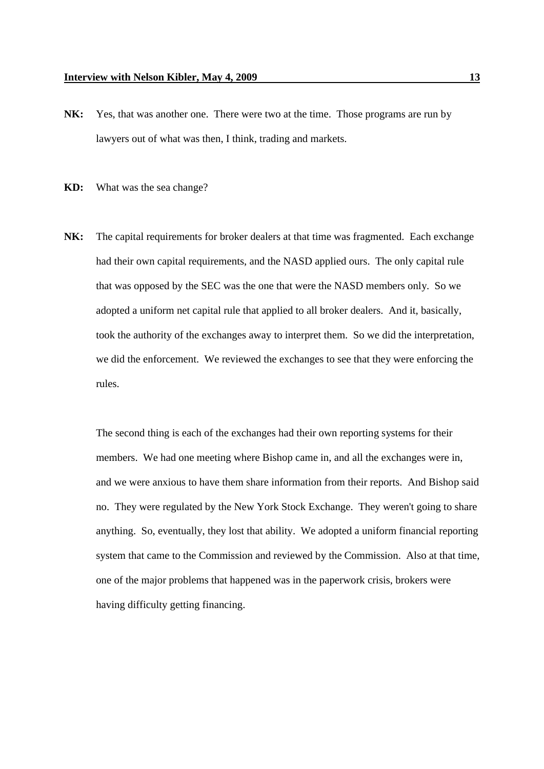**NK:** Yes, that was another one. There were two at the time. Those programs are run by lawyers out of what was then, I think, trading and markets.

**KD:** What was the sea change?

**NK:** The capital requirements for broker dealers at that time was fragmented. Each exchange had their own capital requirements, and the NASD applied ours. The only capital rule that was opposed by the SEC was the one that were the NASD members only. So we adopted a uniform net capital rule that applied to all broker dealers. And it, basically, took the authority of the exchanges away to interpret them. So we did the interpretation, we did the enforcement. We reviewed the exchanges to see that they were enforcing the rules.

The second thing is each of the exchanges had their own reporting systems for their members. We had one meeting where Bishop came in, and all the exchanges were in, and we were anxious to have them share information from their reports. And Bishop said no. They were regulated by the New York Stock Exchange. They weren't going to share anything. So, eventually, they lost that ability. We adopted a uniform financial reporting system that came to the Commission and reviewed by the Commission. Also at that time, one of the major problems that happened was in the paperwork crisis, brokers were having difficulty getting financing.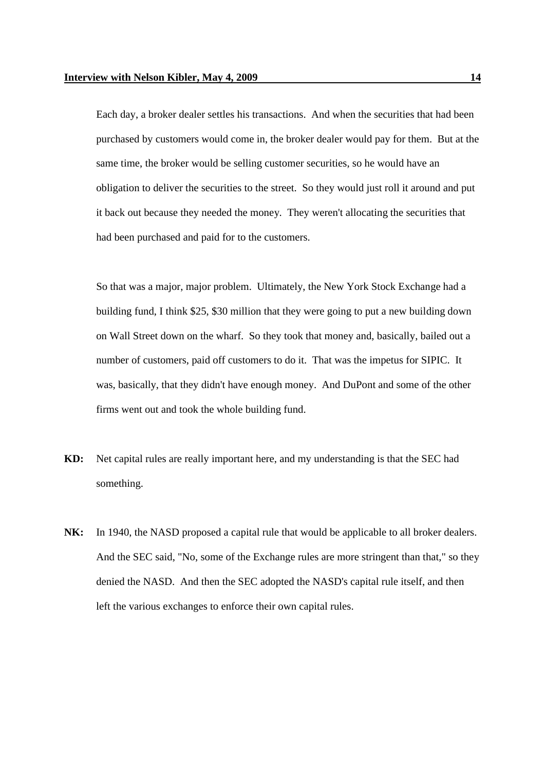Each day, a broker dealer settles his transactions. And when the securities that had been purchased by customers would come in, the broker dealer would pay for them. But at the same time, the broker would be selling customer securities, so he would have an obligation to deliver the securities to the street. So they would just roll it around and put it back out because they needed the money. They weren't allocating the securities that had been purchased and paid for to the customers.

So that was a major, major problem. Ultimately, the New York Stock Exchange had a building fund, I think $25, $30 million that they were going to put a new building down on Wall Street down on the wharf. So they took that money and, basically, bailed out a number of customers, paid off customers to do it. That was the impetus for SIPIC. It was, basically, that they didn't have enough money. And DuPont and some of the other firms went out and took the whole building fund.

**KD:** Net capital rules are really important here, and my understanding is that the SEC had something.

**NK:** In 1940, the NASD proposed a capital rule that would be applicable to all broker dealers. And the SEC said, "No, some of the Exchange rules are more stringent than that," so they denied the NASD. And then the SEC adopted the NASD's capital rule itself, and then left the various exchanges to enforce their own capital rules.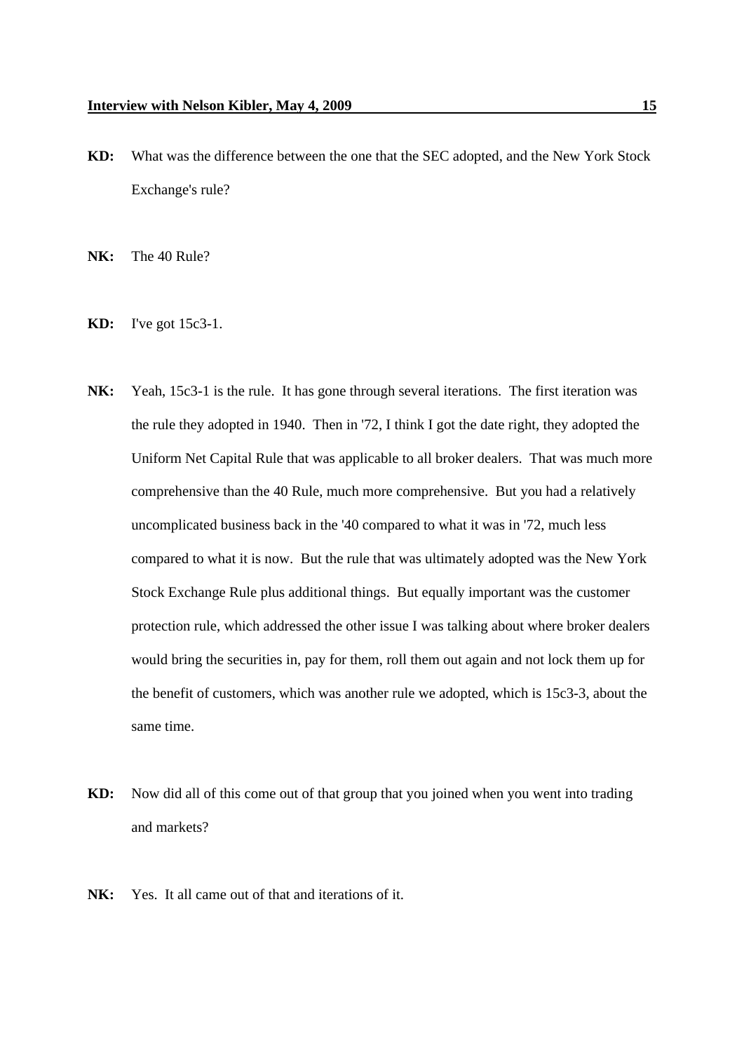**KD:** What was the difference between the one that the SEC adopted, and the New York Stock Exchange's rule?

**NK:** The 40 Rule?

**KD:** I've got 15c3-1.

**NK:** Yeah, 15c3-1 is the rule. It has gone through several iterations. The first iteration was the rule they adopted in 1940. Then in '72, I think I got the date right, they adopted the Uniform Net Capital Rule that was applicable to all broker dealers. That was much more comprehensive than the 40 Rule, much more comprehensive. But you had a relatively uncomplicated business back in the '40 compared to what it was in '72, much less compared to what it is now. But the rule that was ultimately adopted was the New York Stock Exchange Rule plus additional things. But equally important was the customer protection rule, which addressed the other issue I was talking about where broker dealers would bring the securities in, pay for them, roll them out again and not lock them up for the benefit of customers, which was another rule we adopted, which is 15c3-3, about the same time.

**KD:** Now did all of this come out of that group that you joined when you went into trading and markets?

**NK:** Yes. It all came out of that and iterations of it.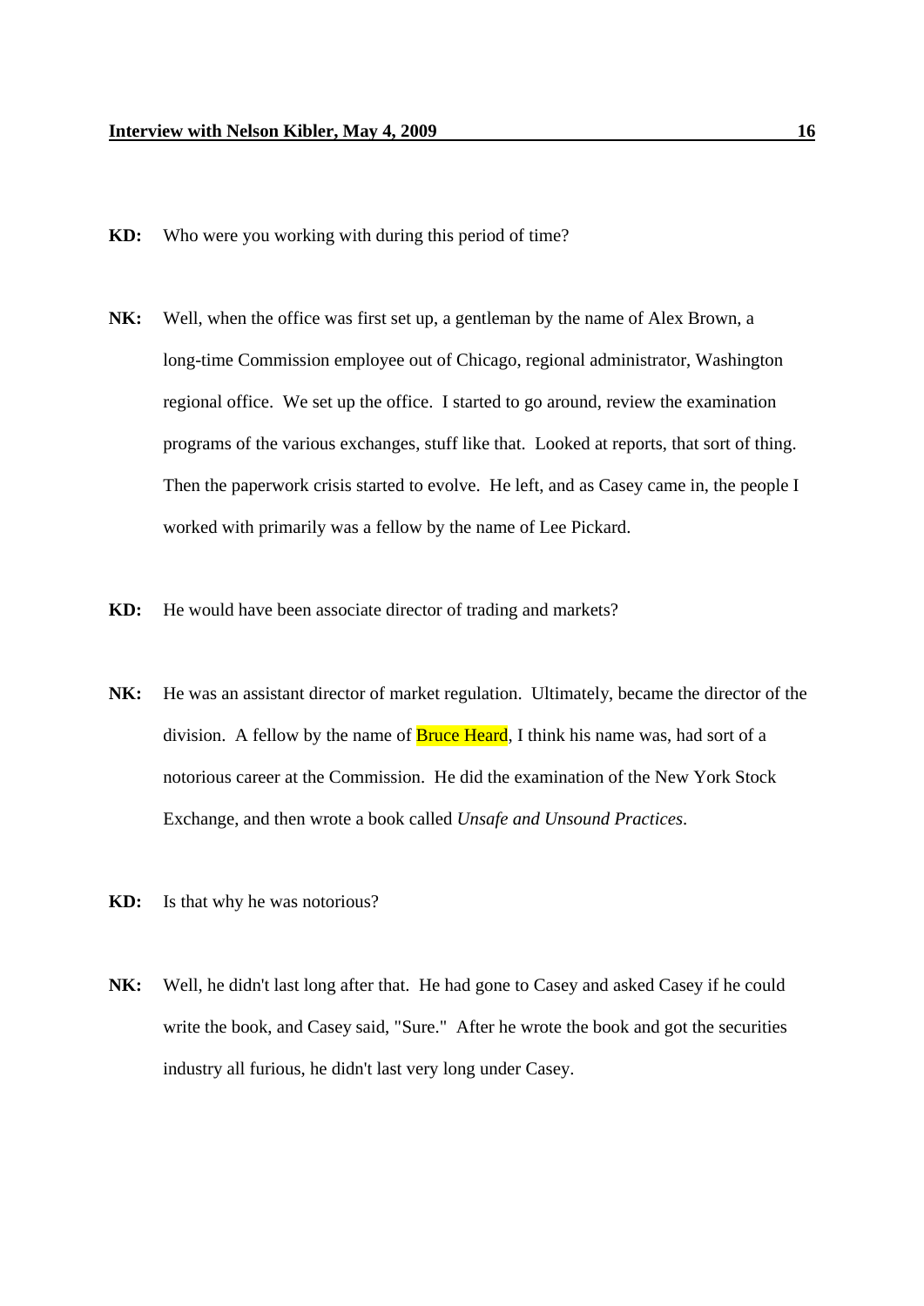**KD:** Who were you working with during this period of time?

**NK:** Well, when the office was first set up, a gentleman by the name of Alex Brown, a long-time Commission employee out of Chicago, regional administrator, Washington regional office. We set up the office. I started to go around, review the examination programs of the various exchanges, stuff like that. Looked at reports, that sort of thing. Then the paperwork crisis started to evolve. He left, and as Casey came in, the people I worked with primarily was a fellow by the name of Lee Pickard.

**KD:** He would have been associate director of trading and markets?

**NK:** He was an assistant director of market regulation. Ultimately, became the director of the division. A fellow by the name of Bruce Heard, I think his name was, had sort of a notorious career at the Commission. He did the examination of the New York Stock Exchange, and then wrote a book called *Unsafe and Unsound Practices*.

**KD:** Is that why he was notorious?

**NK:** Well, he didn't last long after that. He had gone to Casey and asked Casey if he could write the book, and Casey said, "Sure." After he wrote the book and got the securities industry all furious, he didn't last very long under Casey.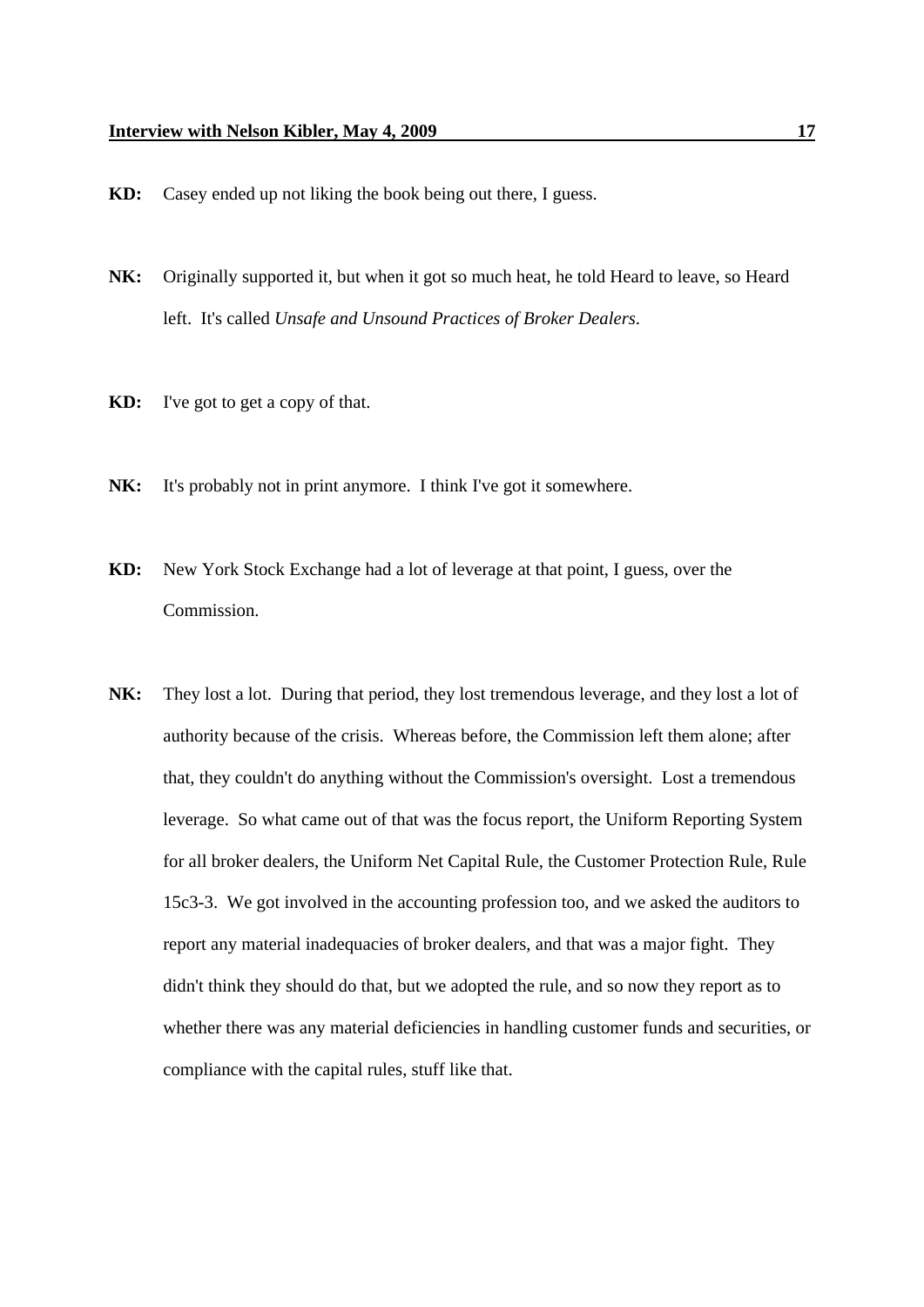**KD:** Casey ended up not liking the book being out there, I guess.

**NK:** Originally supported it, but when it got so much heat, he told Heard to leave, so Heard left. It's called *Unsafe and Unsound Practices of Broker Dealers*.

**KD:** I've got to get a copy of that.

**NK:** It's probably not in print anymore. I think I've got it somewhere.

**KD:** New York Stock Exchange had a lot of leverage at that point, I guess, over the Commission.

**NK:** They lost a lot. During that period, they lost tremendous leverage, and they lost a lot of authority because of the crisis. Whereas before, the Commission left them alone; after that, they couldn't do anything without the Commission's oversight. Lost a tremendous leverage. So what came out of that was the focus report, the Uniform Reporting System for all broker dealers, the Uniform Net Capital Rule, the Customer Protection Rule, Rule 15c3-3. We got involved in the accounting profession too, and we asked the auditors to report any material inadequacies of broker dealers, and that was a major fight. They didn't think they should do that, but we adopted the rule, and so now they report as to whether there was any material deficiencies in handling customer funds and securities, or compliance with the capital rules, stuff like that.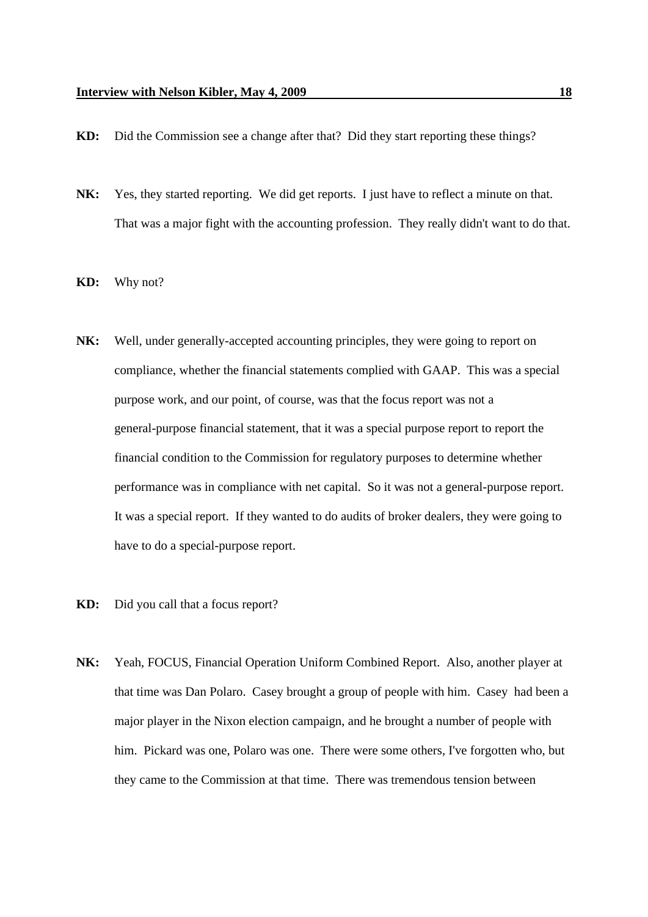**KD:** Did the Commission see a change after that? Did they start reporting these things?

**NK:** Yes, they started reporting. We did get reports. I just have to reflect a minute on that. That was a major fight with the accounting profession. They really didn't want to do that.

**KD:** Why not?

**NK:** Well, under generally-accepted accounting principles, they were going to report on compliance, whether the financial statements complied with GAAP. This was a special purpose work, and our point, of course, was that the focus report was not a general-purpose financial statement, that it was a special purpose report to report the financial condition to the Commission for regulatory purposes to determine whether performance was in compliance with net capital. So it was not a general-purpose report. It was a special report. If they wanted to do audits of broker dealers, they were going to have to do a special-purpose report.

**KD:** Did you call that a focus report?

**NK:** Yeah, FOCUS, Financial Operation Uniform Combined Report. Also, another player at that time was Dan Polaro. Casey brought a group of people with him. Casey had been a major player in the Nixon election campaign, and he brought a number of people with him. Pickard was one, Polaro was one. There were some others, I've forgotten who, but they came to the Commission at that time. There was tremendous tension between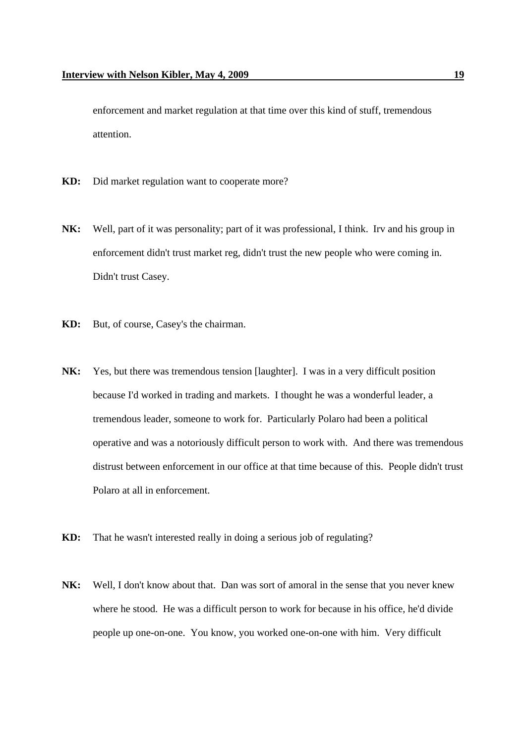enforcement and market regulation at that time over this kind of stuff, tremendous attention.

**KD:** Did market regulation want to cooperate more?

**NK:** Well, part of it was personality; part of it was professional, I think. Irv and his group in enforcement didn't trust market reg, didn't trust the new people who were coming in. Didn't trust Casey.

**KD:** But, of course, Casey's the chairman.

**NK:** Yes, but there was tremendous tension [laughter]. I was in a very difficult position because I'd worked in trading and markets. I thought he was a wonderful leader, a tremendous leader, someone to work for. Particularly Polaro had been a political operative and was a notoriously difficult person to work with. And there was tremendous distrust between enforcement in our office at that time because of this. People didn't trust Polaro at all in enforcement.

**KD:** That he wasn't interested really in doing a serious job of regulating?

**NK:** Well, I don't know about that. Dan was sort of amoral in the sense that you never knew where he stood. He was a difficult person to work for because in his office, he'd divide people up one-on-one. You know, you worked one-on-one with him. Very difficult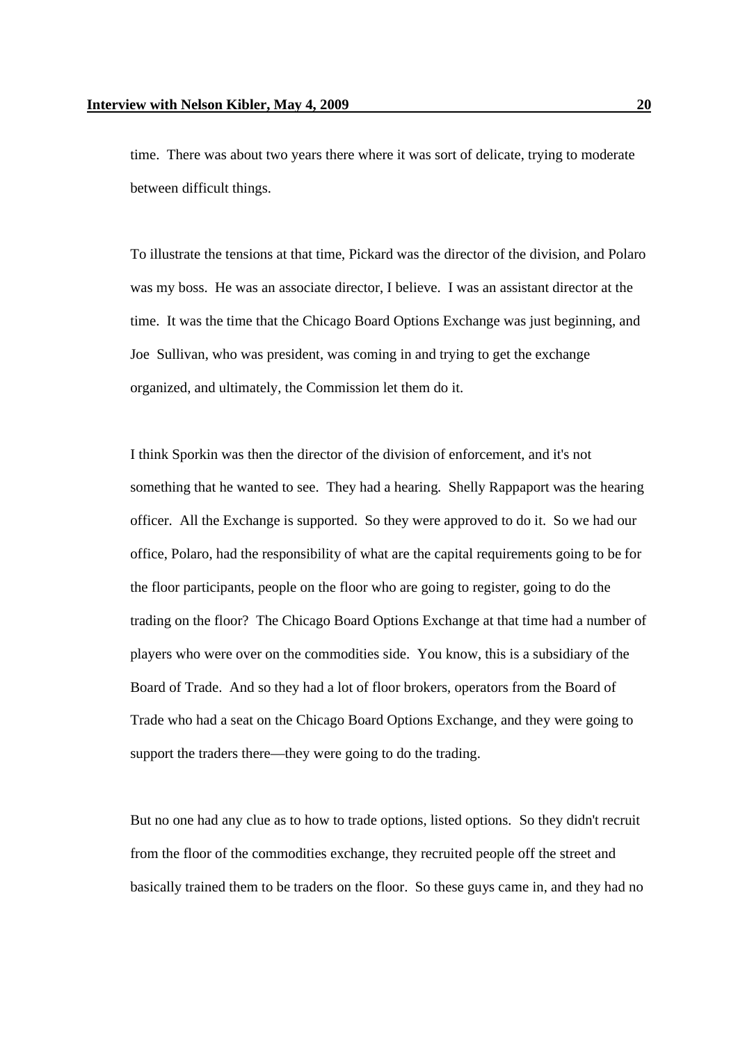time. There was about two years there where it was sort of delicate, trying to moderate between difficult things.

To illustrate the tensions at that time, Pickard was the director of the division, and Polaro was my boss. He was an associate director, I believe. I was an assistant director at the time. It was the time that the Chicago Board Options Exchange was just beginning, and Joe Sullivan, who was president, was coming in and trying to get the exchange organized, and ultimately, the Commission let them do it.

I think Sporkin was then the director of the division of enforcement, and it's not something that he wanted to see. They had a hearing. Shelly Rappaport was the hearing officer. All the Exchange is supported. So they were approved to do it. So we had our office, Polaro, had the responsibility of what are the capital requirements going to be for the floor participants, people on the floor who are going to register, going to do the trading on the floor? The Chicago Board Options Exchange at that time had a number of players who were over on the commodities side. You know, this is a subsidiary of the Board of Trade. And so they had a lot of floor brokers, operators from the Board of Trade who had a seat on the Chicago Board Options Exchange, and they were going to support the traders there—they were going to do the trading.

But no one had any clue as to how to trade options, listed options. So they didn't recruit from the floor of the commodities exchange, they recruited people off the street and basically trained them to be traders on the floor. So these guys came in, and they had no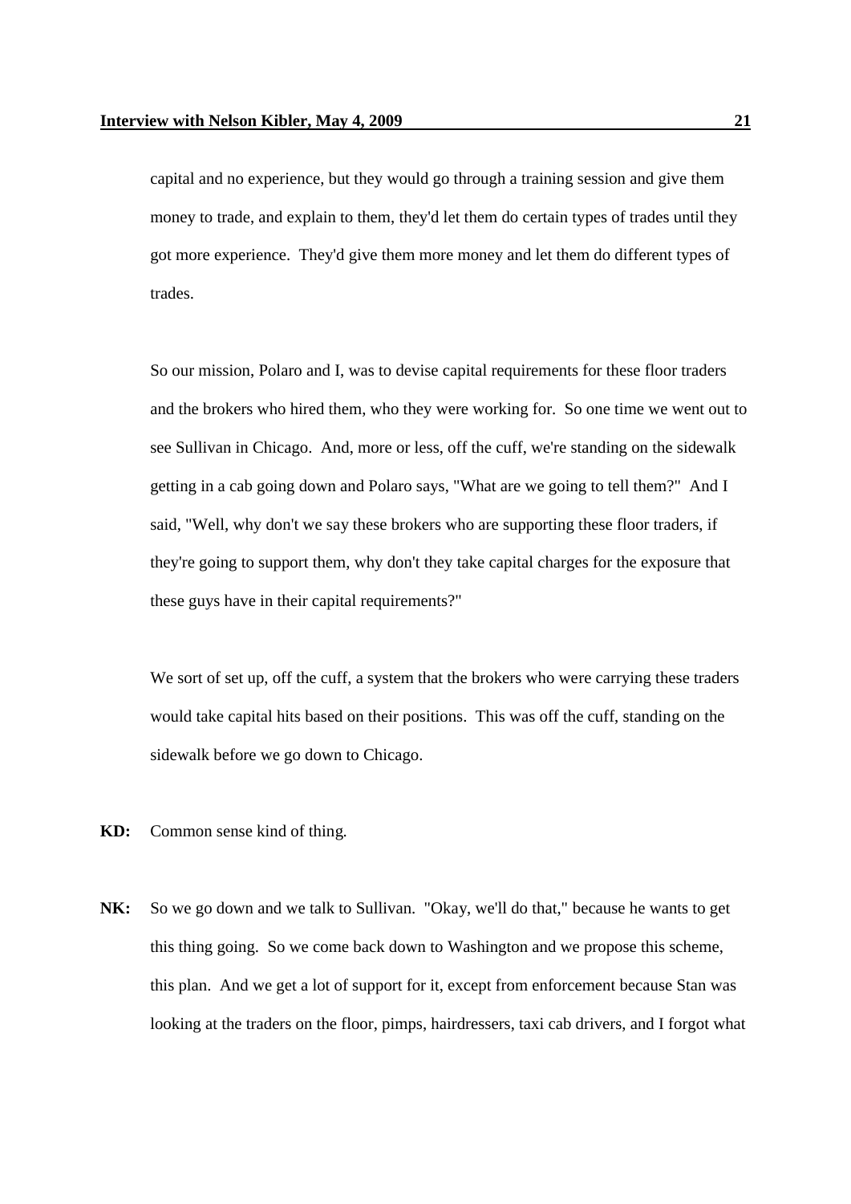capital and no experience, but they would go through a training session and give them money to trade, and explain to them, they'd let them do certain types of trades until they got more experience. They'd give them more money and let them do different types of trades.

So our mission, Polaro and I, was to devise capital requirements for these floor traders and the brokers who hired them, who they were working for. So one time we went out to see Sullivan in Chicago. And, more or less, off the cuff, we're standing on the sidewalk getting in a cab going down and Polaro says, "What are we going to tell them?" And I said, "Well, why don't we say these brokers who are supporting these floor traders, if they're going to support them, why don't they take capital charges for the exposure that these guys have in their capital requirements?"

We sort of set up, off the cuff, a system that the brokers who were carrying these traders would take capital hits based on their positions. This was off the cuff, standing on the sidewalk before we go down to Chicago.

**KD:** Common sense kind of thing.

**NK:** So we go down and we talk to Sullivan. "Okay, we'll do that," because he wants to get this thing going. So we come back down to Washington and we propose this scheme, this plan. And we get a lot of support for it, except from enforcement because Stan was looking at the traders on the floor, pimps, hairdressers, taxi cab drivers, and I forgot what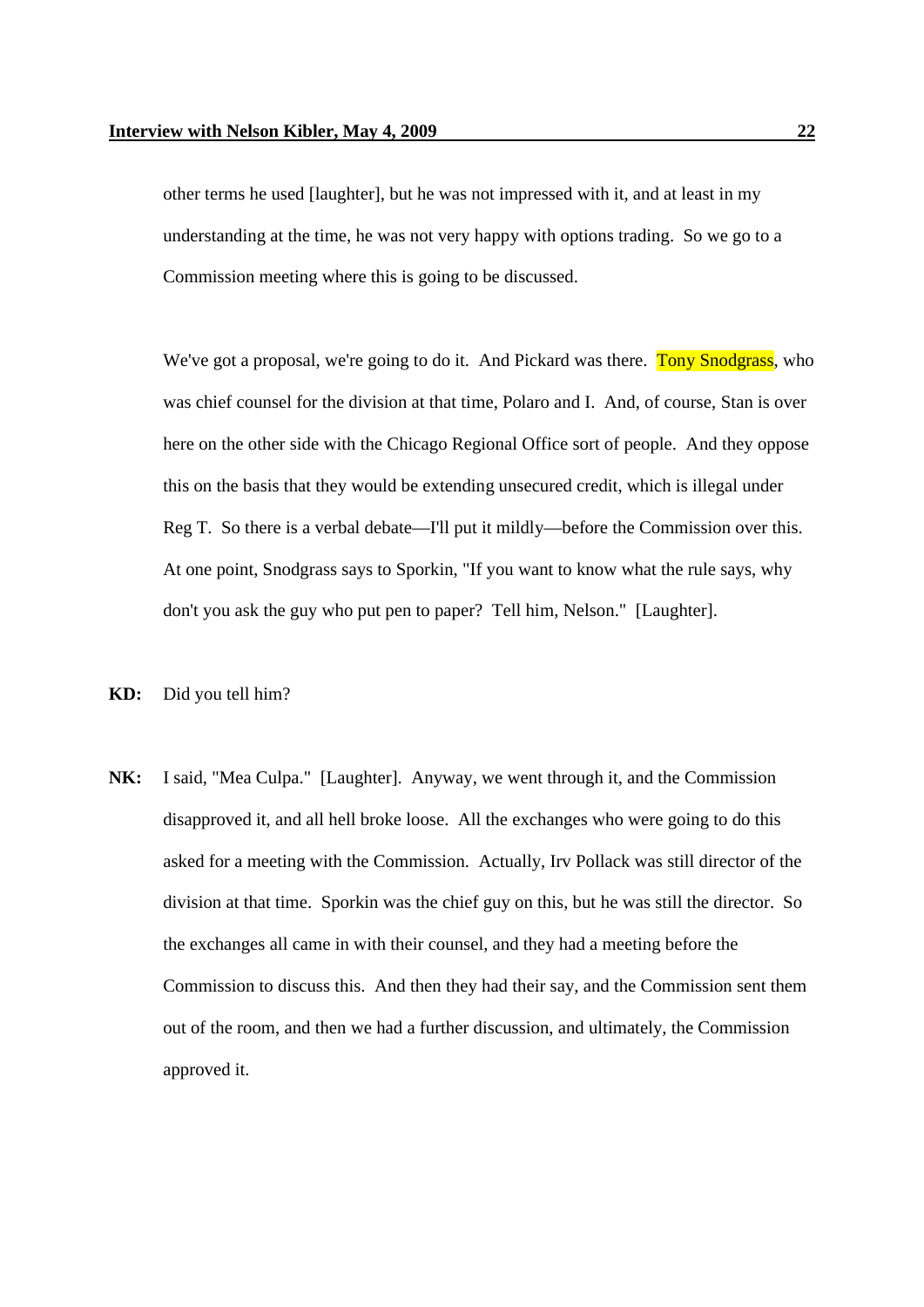other terms he used [laughter], but he was not impressed with it, and at least in my understanding at the time, he was not very happy with options trading. So we go to a Commission meeting where this is going to be discussed.

We've got a proposal, we're going to do it. And Pickard was there. Tony Snodgrass, who was chief counsel for the division at that time, Polaro and I. And, of course, Stan is over here on the other side with the Chicago Regional Office sort of people. And they oppose this on the basis that they would be extending unsecured credit, which is illegal under Reg T. So there is a verbal debate—I'll put it mildly—before the Commission over this. At one point, Snodgrass says to Sporkin, "If you want to know what the rule says, why don't you ask the guy who put pen to paper? Tell him, Nelson." [Laughter].

**KD:** Did you tell him?

**NK:** I said, "Mea Culpa." [Laughter]. Anyway, we went through it, and the Commission disapproved it, and all hell broke loose. All the exchanges who were going to do this asked for a meeting with the Commission. Actually, Irv Pollack was still director of the division at that time. Sporkin was the chief guy on this, but he was still the director. So the exchanges all came in with their counsel, and they had a meeting before the Commission to discuss this. And then they had their say, and the Commission sent them out of the room, and then we had a further discussion, and ultimately, the Commission approved it.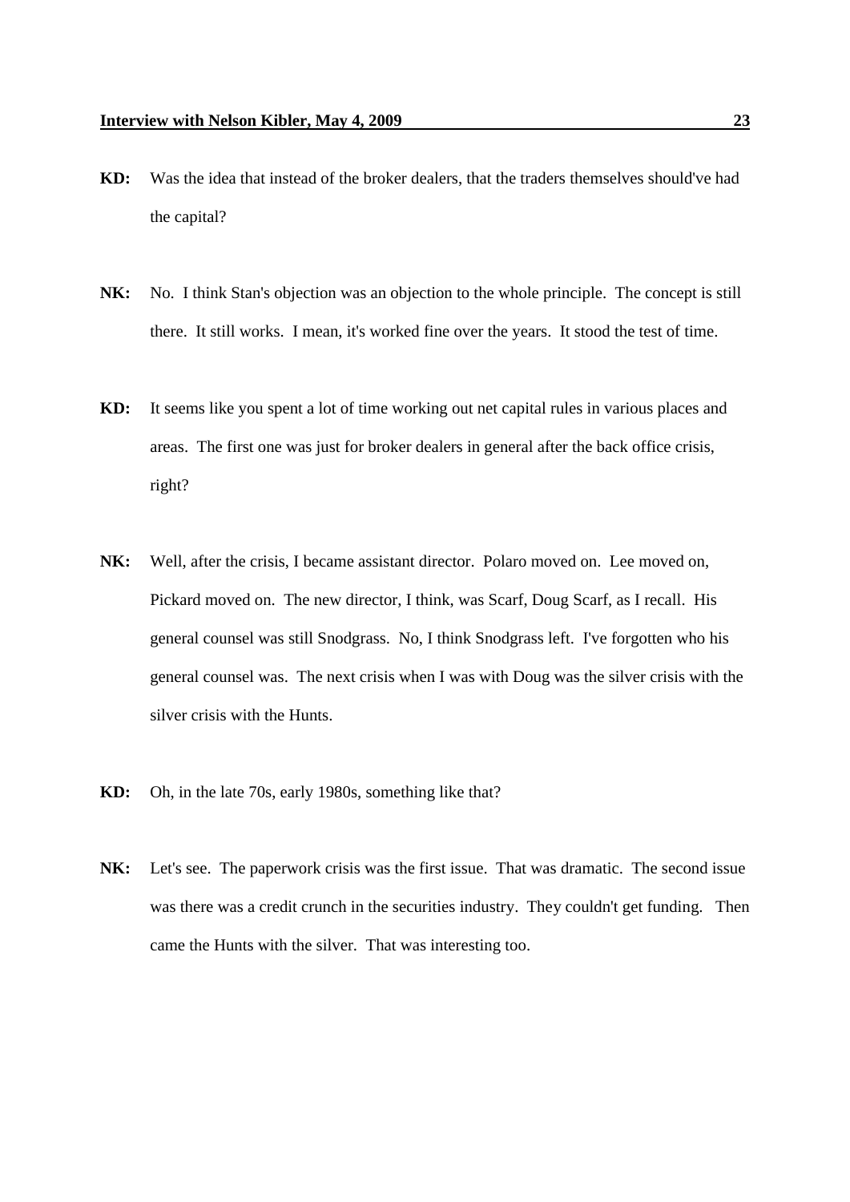**KD:** Was the idea that instead of the broker dealers, that the traders themselves should've had the capital?

**NK:** No. I think Stan's objection was an objection to the whole principle. The concept is still there. It still works. I mean, it's worked fine over the years. It stood the test of time.

**KD:** It seems like you spent a lot of time working out net capital rules in various places and areas. The first one was just for broker dealers in general after the back office crisis, right?

**NK:** Well, after the crisis, I became assistant director. Polaro moved on. Lee moved on, Pickard moved on. The new director, I think, was Scarf, Doug Scarf, as I recall. His general counsel was still Snodgrass. No, I think Snodgrass left. I've forgotten who his general counsel was. The next crisis when I was with Doug was the silver crisis with the silver crisis with the Hunts.

**KD:** Oh, in the late 70s, early 1980s, something like that?

**NK:** Let's see. The paperwork crisis was the first issue. That was dramatic. The second issue was there was a credit crunch in the securities industry. They couldn't get funding. Then came the Hunts with the silver. That was interesting too.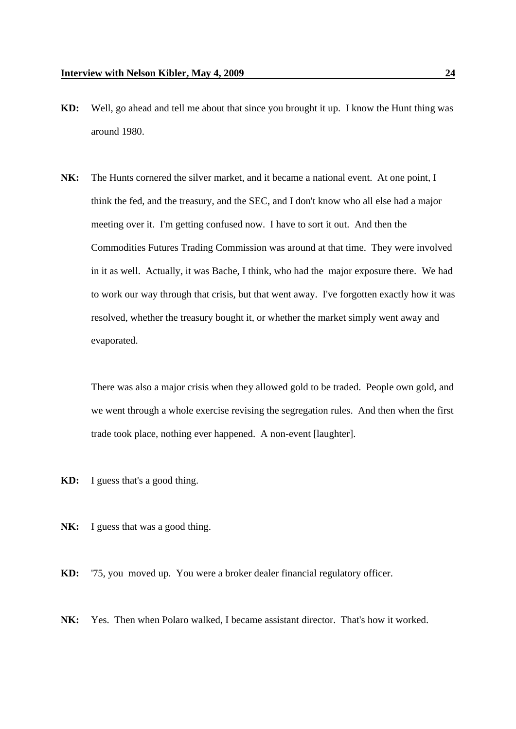**KD:** Well, go ahead and tell me about that since you brought it up. I know the Hunt thing was around 1980.

**NK:** The Hunts cornered the silver market, and it became a national event. At one point, I think the fed, and the treasury, and the SEC, and I don't know who all else had a major meeting over it. I'm getting confused now. I have to sort it out. And then the Commodities Futures Trading Commission was around at that time. They were involved in it as well. Actually, it was Bache, I think, who had the major exposure there. We had to work our way through that crisis, but that went away. I've forgotten exactly how it was resolved, whether the treasury bought it, or whether the market simply went away and evaporated.

There was also a major crisis when they allowed gold to be traded. People own gold, and we went through a whole exercise revising the segregation rules. And then when the first trade took place, nothing ever happened. A non-event [laughter].

**KD:** I guess that's a good thing.

**NK:** I guess that was a good thing.

**KD:** '75, you moved up. You were a broker dealer financial regulatory officer.

**NK:** Yes. Then when Polaro walked, I became assistant director. That's how it worked.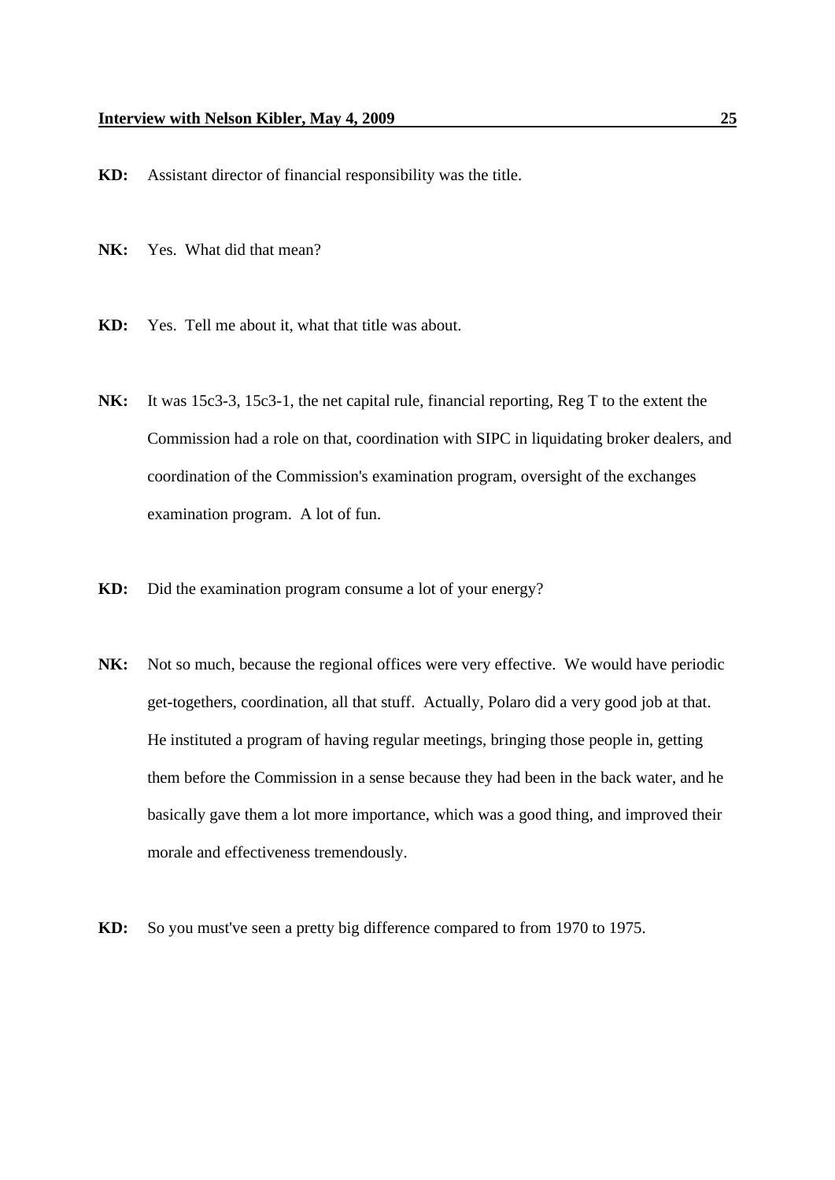**KD:** Assistant director of financial responsibility was the title.

**NK:** Yes. What did that mean?

**KD:** Yes. Tell me about it, what that title was about.

**NK:** It was 15c3-3, 15c3-1, the net capital rule, financial reporting, Reg T to the extent the Commission had a role on that, coordination with SIPC in liquidating broker dealers, and coordination of the Commission's examination program, oversight of the exchanges examination program. A lot of fun.

**KD:** Did the examination program consume a lot of your energy?

**NK:** Not so much, because the regional offices were very effective. We would have periodic get-togethers, coordination, all that stuff. Actually, Polaro did a very good job at that. He instituted a program of having regular meetings, bringing those people in, getting them before the Commission in a sense because they had been in the back water, and he basically gave them a lot more importance, which was a good thing, and improved their morale and effectiveness tremendously.

**KD:** So you must've seen a pretty big difference compared to from 1970 to 1975.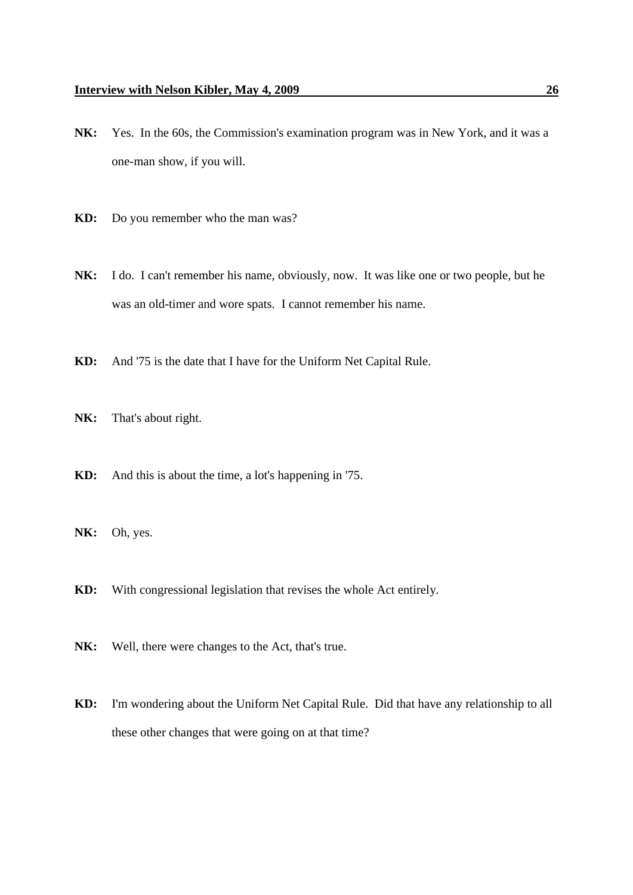**NK:** Yes. In the 60s, the Commission's examination program was in New York, and it was a one-man show, if you will.

**KD:** Do you remember who the man was?

**NK:** I do. I can't remember his name, obviously, now. It was like one or two people, but he was an old-timer and wore spats. I cannot remember his name.

**KD:** And '75 is the date that I have for the Uniform Net Capital Rule.

**NK:** That's about right.

**KD:** And this is about the time, a lot's happening in '75.

**NK:** Oh, yes.

**KD:** With congressional legislation that revises the whole Act entirely.

**NK:** Well, there were changes to the Act, that's true.

**KD:** I'm wondering about the Uniform Net Capital Rule. Did that have any relationship to all these other changes that were going on at that time?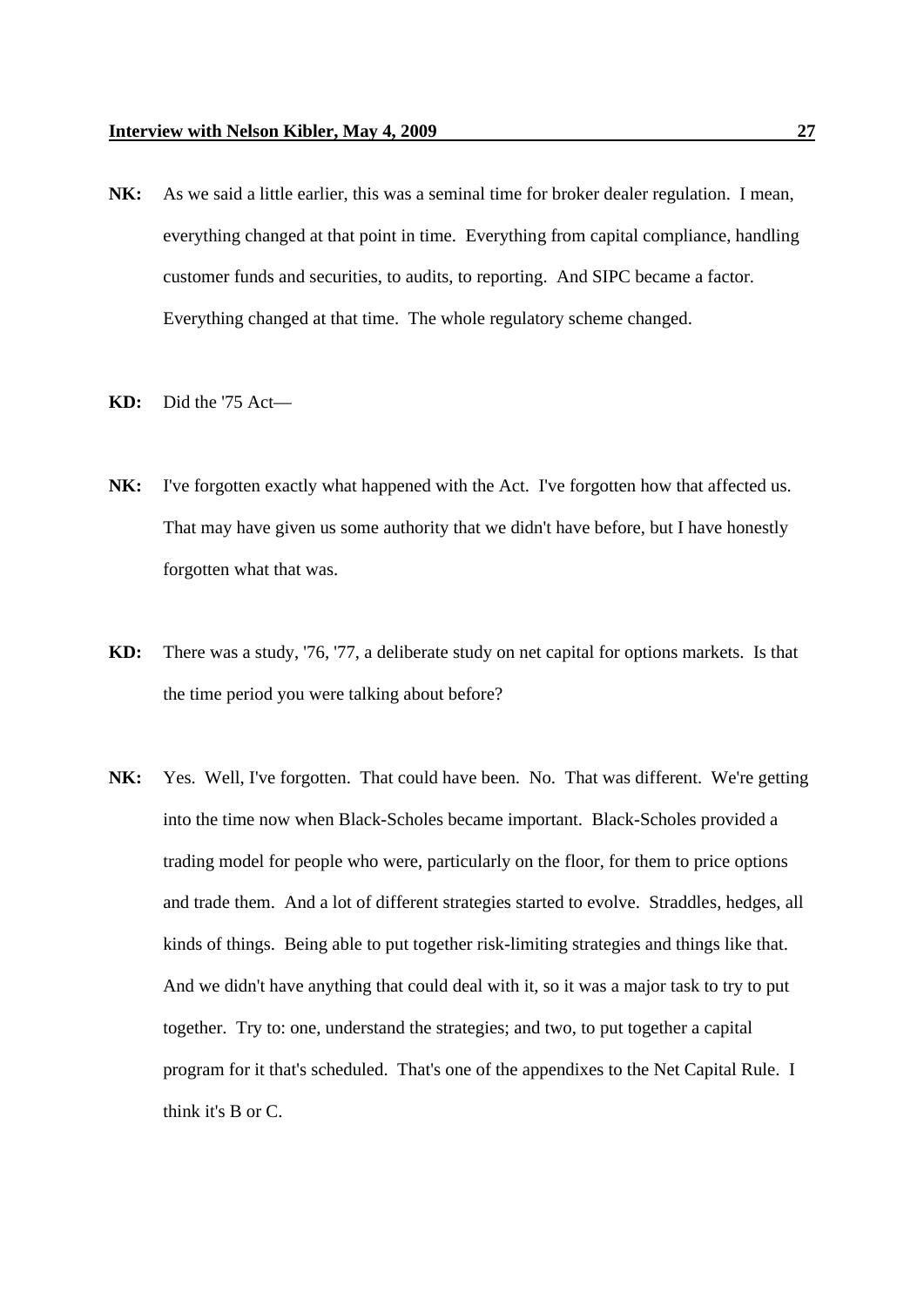**NK:** As we said a little earlier, this was a seminal time for broker dealer regulation. I mean, everything changed at that point in time. Everything from capital compliance, handling customer funds and securities, to audits, to reporting. And SIPC became a factor. Everything changed at that time. The whole regulatory scheme changed.

**KD:** Did the '75 Act—

**NK:** I've forgotten exactly what happened with the Act. I've forgotten how that affected us. That may have given us some authority that we didn't have before, but I have honestly forgotten what that was.

**KD:** There was a study, '76, '77, a deliberate study on net capital for options markets. Is that the time period you were talking about before?

**NK:** Yes. Well, I've forgotten. That could have been. No. That was different. We're getting into the time now when Black-Scholes became important. Black-Scholes provided a trading model for people who were, particularly on the floor, for them to price options and trade them. And a lot of different strategies started to evolve. Straddles, hedges, all kinds of things. Being able to put together risk-limiting strategies and things like that. And we didn't have anything that could deal with it, so it was a major task to try to put together. Try to: one, understand the strategies; and two, to put together a capital program for it that's scheduled. That's one of the appendixes to the Net Capital Rule. I think it's B or C.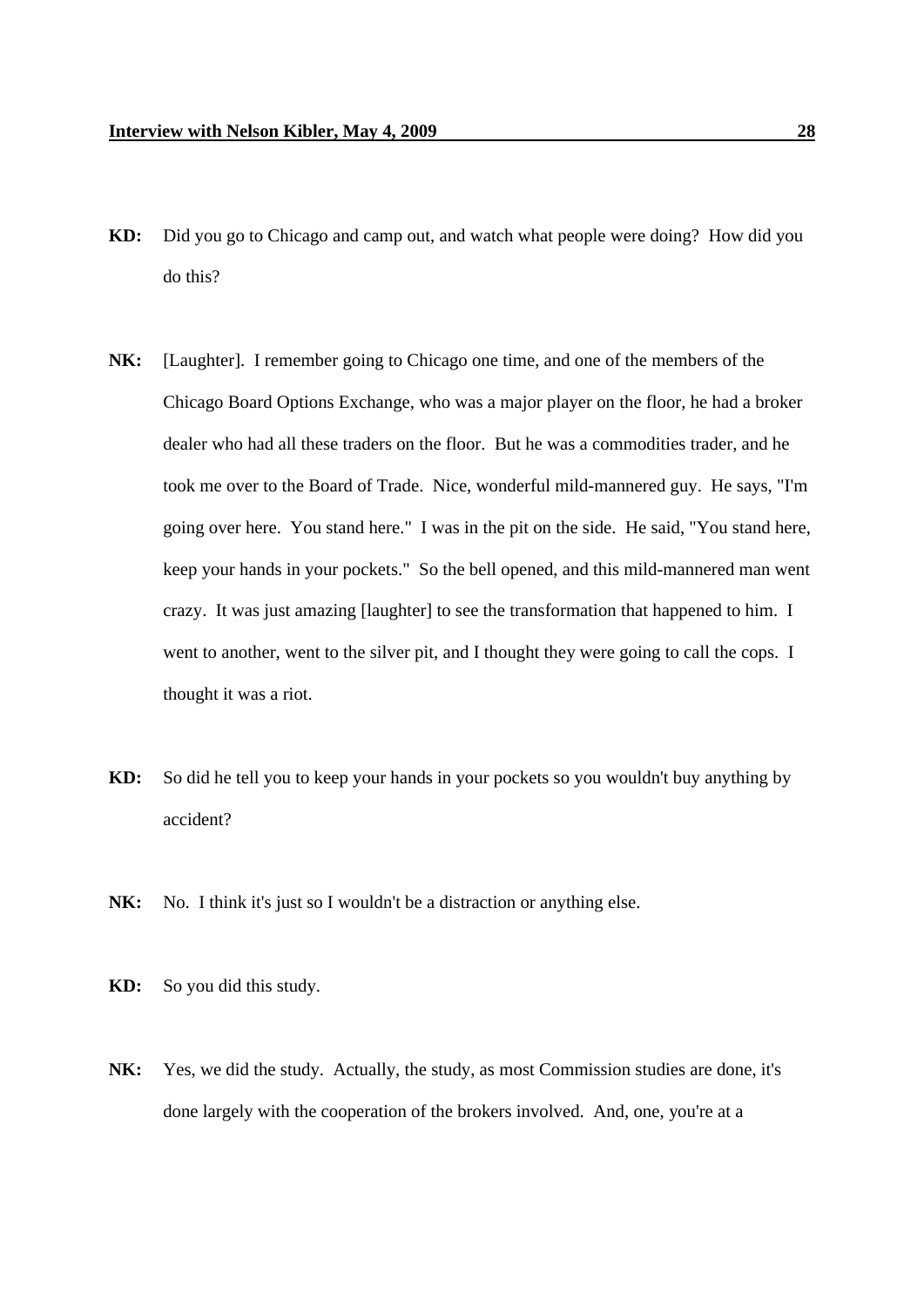**KD:** Did you go to Chicago and camp out, and watch what people were doing? How did you do this?

**NK:** [Laughter]. I remember going to Chicago one time, and one of the members of the Chicago Board Options Exchange, who was a major player on the floor, he had a broker dealer who had all these traders on the floor. But he was a commodities trader, and he took me over to the Board of Trade. Nice, wonderful mild-mannered guy. He says, "I'm going over here. You stand here." I was in the pit on the side. He said, "You stand here, keep your hands in your pockets." So the bell opened, and this mild-mannered man went crazy. It was just amazing [laughter] to see the transformation that happened to him. I went to another, went to the silver pit, and I thought they were going to call the cops. I thought it was a riot.

**KD:** So did he tell you to keep your hands in your pockets so you wouldn't buy anything by accident?

**NK:** No. I think it's just so I wouldn't be a distraction or anything else.

**KD:** So you did this study.

**NK:** Yes, we did the study. Actually, the study, as most Commission studies are done, it's done largely with the cooperation of the brokers involved. And, one, you're at a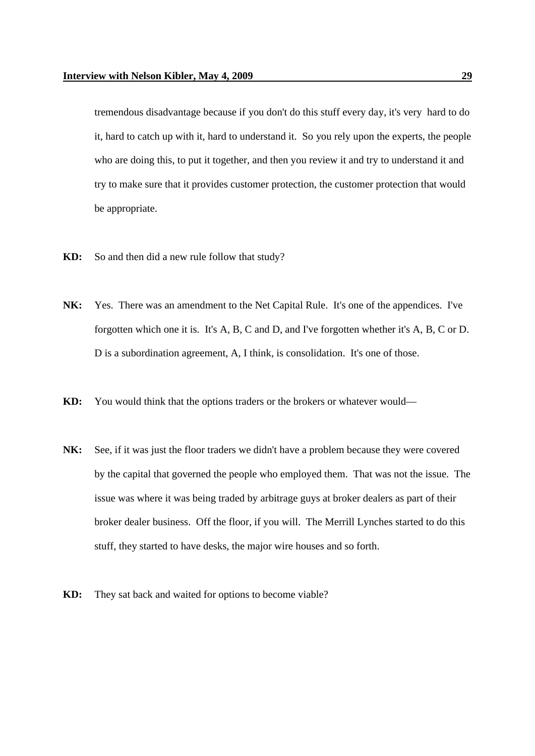tremendous disadvantage because if you don't do this stuff every day, it's very hard to do it, hard to catch up with it, hard to understand it. So you rely upon the experts, the people who are doing this, to put it together, and then you review it and try to understand it and try to make sure that it provides customer protection, the customer protection that would be appropriate.

**KD:** So and then did a new rule follow that study?

**NK:** Yes. There was an amendment to the Net Capital Rule. It's one of the appendices. I've forgotten which one it is. It's A, B, C and D, and I've forgotten whether it's A, B, C or D. D is a subordination agreement, A, I think, is consolidation. It's one of those.

**KD:** You would think that the options traders or the brokers or whatever would—

**NK:** See, if it was just the floor traders we didn't have a problem because they were covered by the capital that governed the people who employed them. That was not the issue. The issue was where it was being traded by arbitrage guys at broker dealers as part of their broker dealer business. Off the floor, if you will. The Merrill Lynches started to do this stuff, they started to have desks, the major wire houses and so forth.

**KD:** They sat back and waited for options to become viable?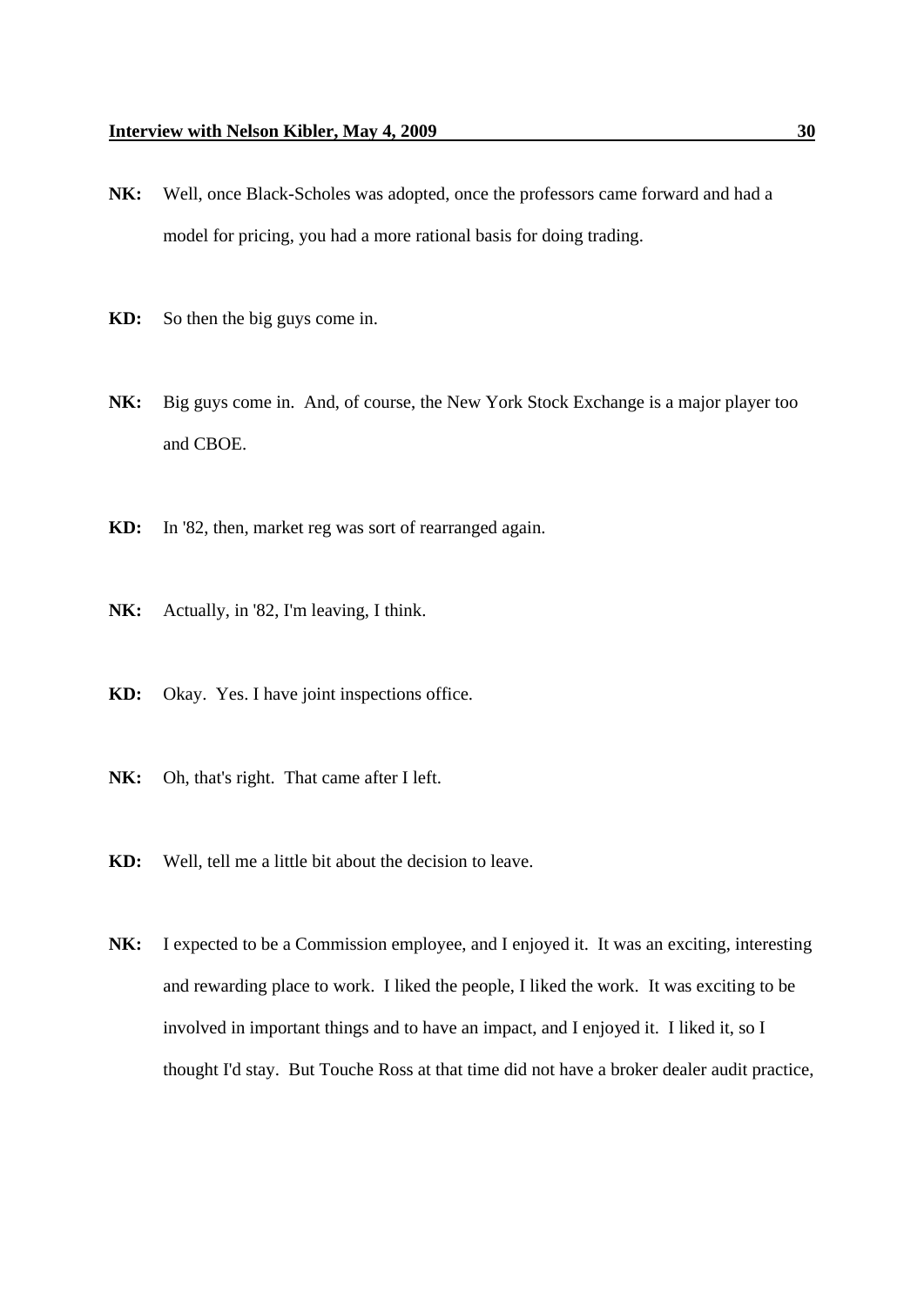**NK:** Well, once Black-Scholes was adopted, once the professors came forward and had a model for pricing, you had a more rational basis for doing trading.

**KD:** So then the big guys come in.

**NK:** Big guys come in. And, of course, the New York Stock Exchange is a major player too and CBOE.

**KD:** In '82, then, market reg was sort of rearranged again.

**NK:** Actually, in '82, I'm leaving, I think.

**KD:** Okay. Yes. I have joint inspections office.

**NK:** Oh, that's right. That came after I left.

**KD:** Well, tell me a little bit about the decision to leave.

**NK:** I expected to be a Commission employee, and I enjoyed it. It was an exciting, interesting and rewarding place to work. I liked the people, I liked the work. It was exciting to be involved in important things and to have an impact, and I enjoyed it. I liked it, so I thought I'd stay. But Touche Ross at that time did not have a broker dealer audit practice,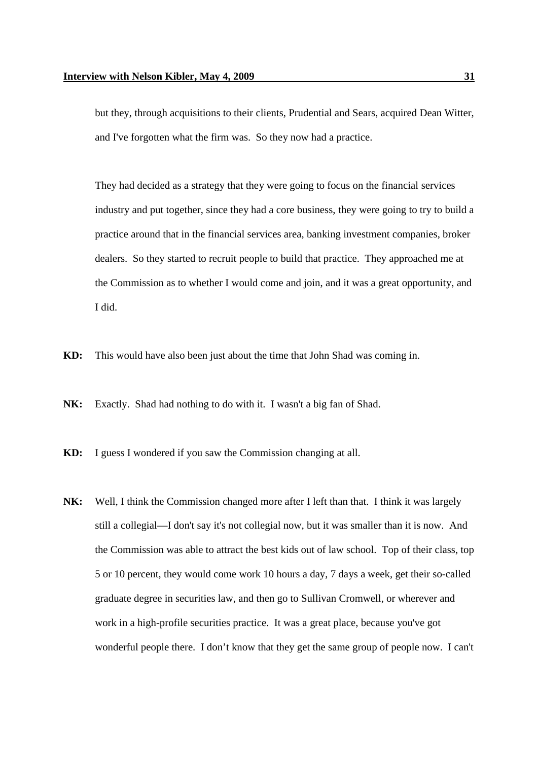but they, through acquisitions to their clients, Prudential and Sears, acquired Dean Witter, and I've forgotten what the firm was. So they now had a practice.

They had decided as a strategy that they were going to focus on the financial services industry and put together, since they had a core business, they were going to try to build a practice around that in the financial services area, banking investment companies, broker dealers. So they started to recruit people to build that practice. They approached me at the Commission as to whether I would come and join, and it was a great opportunity, and I did.

**KD:** This would have also been just about the time that John Shad was coming in.

**NK:** Exactly. Shad had nothing to do with it. I wasn't a big fan of Shad.

**KD:** I guess I wondered if you saw the Commission changing at all.

**NK:** Well, I think the Commission changed more after I left than that. I think it was largely still a collegial—I don't say it's not collegial now, but it was smaller than it is now. And the Commission was able to attract the best kids out of law school. Top of their class, top 5 or 10 percent, they would come work 10 hours a day, 7 days a week, get their so-called graduate degree in securities law, and then go to Sullivan Cromwell, or wherever and work in a high-profile securities practice. It was a great place, because you've got wonderful people there. I don't know that they get the same group of people now. I can't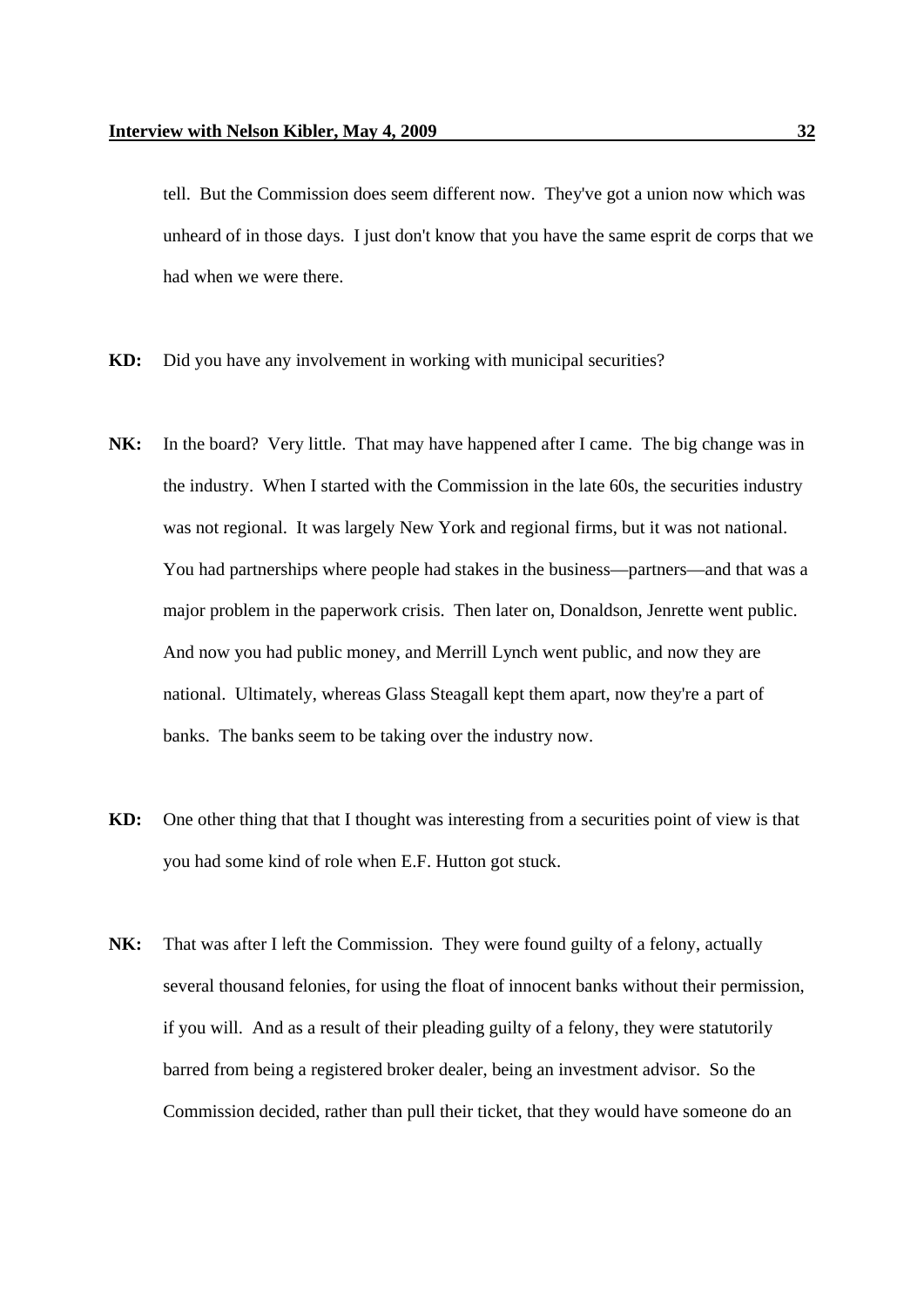tell. But the Commission does seem different now. They've got a union now which was unheard of in those days. I just don't know that you have the same esprit de corps that we had when we were there.

**KD:** Did you have any involvement in working with municipal securities?

**NK:** In the board? Very little. That may have happened after I came. The big change was in the industry. When I started with the Commission in the late 60s, the securities industry was not regional. It was largely New York and regional firms, but it was not national. You had partnerships where people had stakes in the business—partners—and that was a major problem in the paperwork crisis. Then later on, Donaldson, Jenrette went public. And now you had public money, and Merrill Lynch went public, and now they are national. Ultimately, whereas Glass Steagall kept them apart, now they're a part of banks. The banks seem to be taking over the industry now.

**KD:** One other thing that that I thought was interesting from a securities point of view is that you had some kind of role when E.F. Hutton got stuck.

**NK:** That was after I left the Commission. They were found guilty of a felony, actually several thousand felonies, for using the float of innocent banks without their permission, if you will. And as a result of their pleading guilty of a felony, they were statutorily barred from being a registered broker dealer, being an investment advisor. So the Commission decided, rather than pull their ticket, that they would have someone do an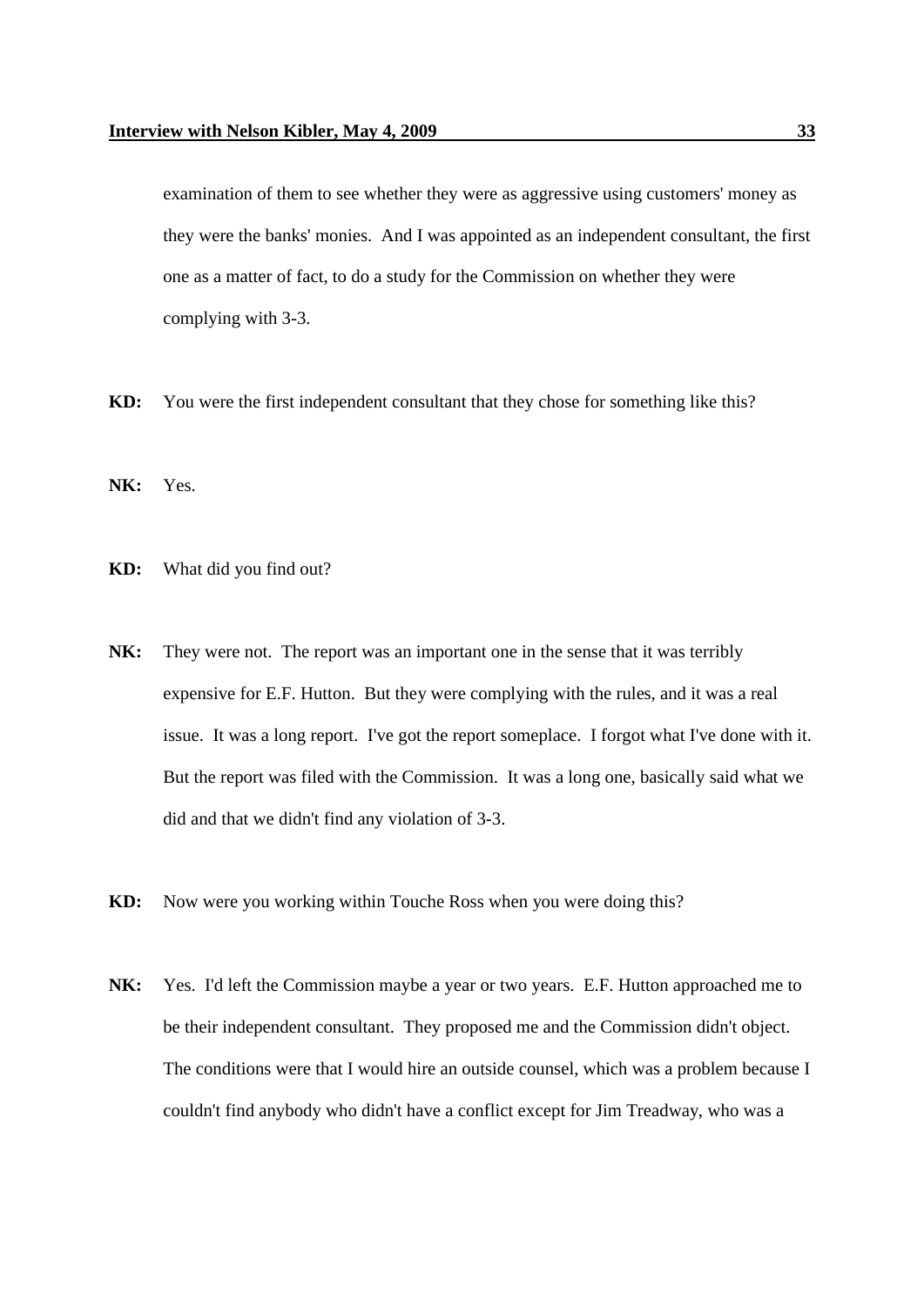examination of them to see whether they were as aggressive using customers' money as they were the banks' monies. And I was appointed as an independent consultant, the first one as a matter of fact, to do a study for the Commission on whether they were complying with 3-3.

**KD:** You were the first independent consultant that they chose for something like this?

**NK:** Yes.

**KD:** What did you find out?

**NK:** They were not. The report was an important one in the sense that it was terribly expensive for E.F. Hutton. But they were complying with the rules, and it was a real issue. It was a long report. I've got the report someplace. I forgot what I've done with it. But the report was filed with the Commission. It was a long one, basically said what we did and that we didn't find any violation of 3-3.

**KD:** Now were you working within Touche Ross when you were doing this?

**NK:** Yes. I'd left the Commission maybe a year or two years. E.F. Hutton approached me to be their independent consultant. They proposed me and the Commission didn't object. The conditions were that I would hire an outside counsel, which was a problem because I couldn't find anybody who didn't have a conflict except for Jim Treadway, who was a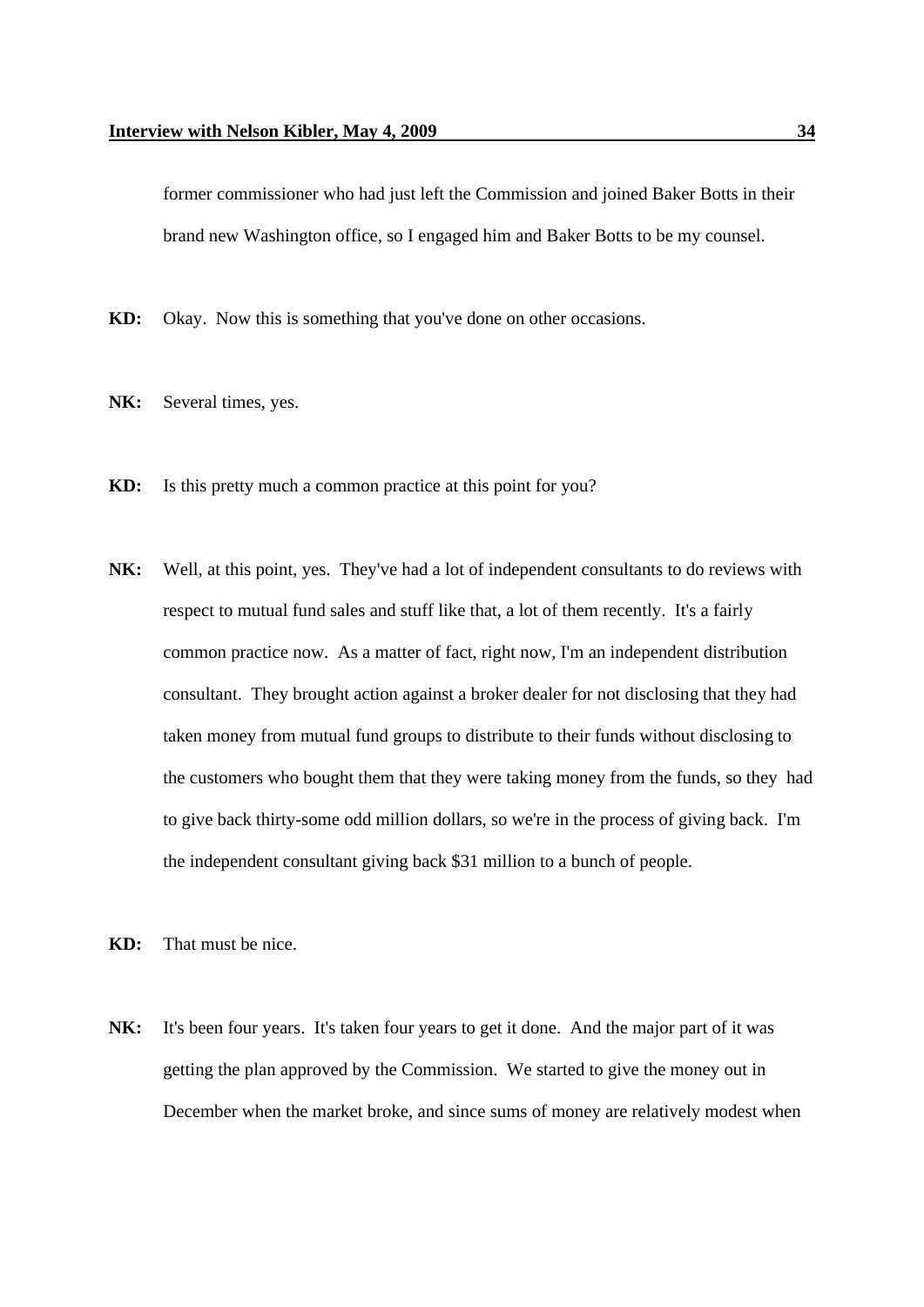former commissioner who had just left the Commission and joined Baker Botts in their brand new Washington office, so I engaged him and Baker Botts to be my counsel.

**KD:** Okay. Now this is something that you've done on other occasions.

**NK:** Several times, yes.

**KD:** Is this pretty much a common practice at this point for you?

**NK:** Well, at this point, yes. They've had a lot of independent consultants to do reviews with respect to mutual fund sales and stuff like that, a lot of them recently. It's a fairly common practice now. As a matter of fact, right now, I'm an independent distribution consultant. They brought action against a broker dealer for not disclosing that they had taken money from mutual fund groups to distribute to their funds without disclosing to the customers who bought them that they were taking money from the funds, so they had to give back thirty-some odd million dollars, so we're in the process of giving back. I'm the independent consultant giving back $31 million to a bunch of people.

**KD:** That must be nice.

**NK:** It's been four years. It's taken four years to get it done. And the major part of it was getting the plan approved by the Commission. We started to give the money out in December when the market broke, and since sums of money are relatively modest when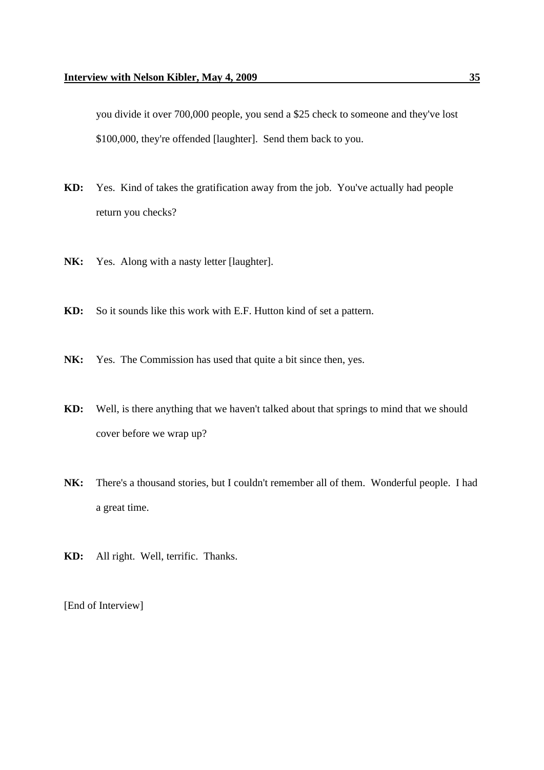you divide it over 700,000 people, you send a $25 check to someone and they've lost $100,000, they're offended [laughter]. Send them back to you.

**KD:** Yes. Kind of takes the gratification away from the job. You've actually had people return you checks?

**NK:** Yes. Along with a nasty letter [laughter].

**KD:** So it sounds like this work with E.F. Hutton kind of set a pattern.

**NK:** Yes. The Commission has used that quite a bit since then, yes.

**KD:** Well, is there anything that we haven't talked about that springs to mind that we should cover before we wrap up?

**NK:** There's a thousand stories, but I couldn't remember all of them. Wonderful people. I had a great time.

**KD:** All right. Well, terrific. Thanks.

[End of Interview]